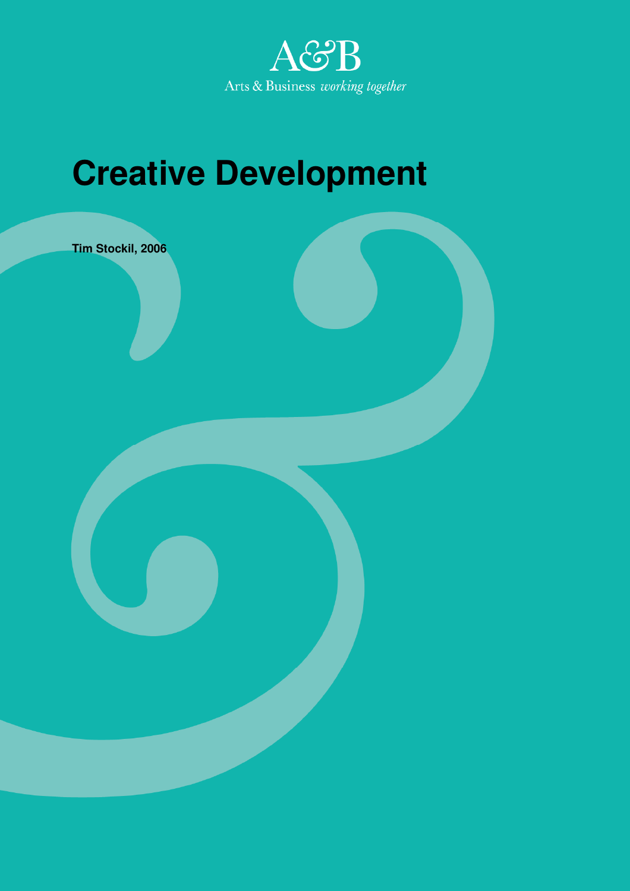A&B

Arts & Business *working together*

# Creative Development

**Tim Stockil, 2006**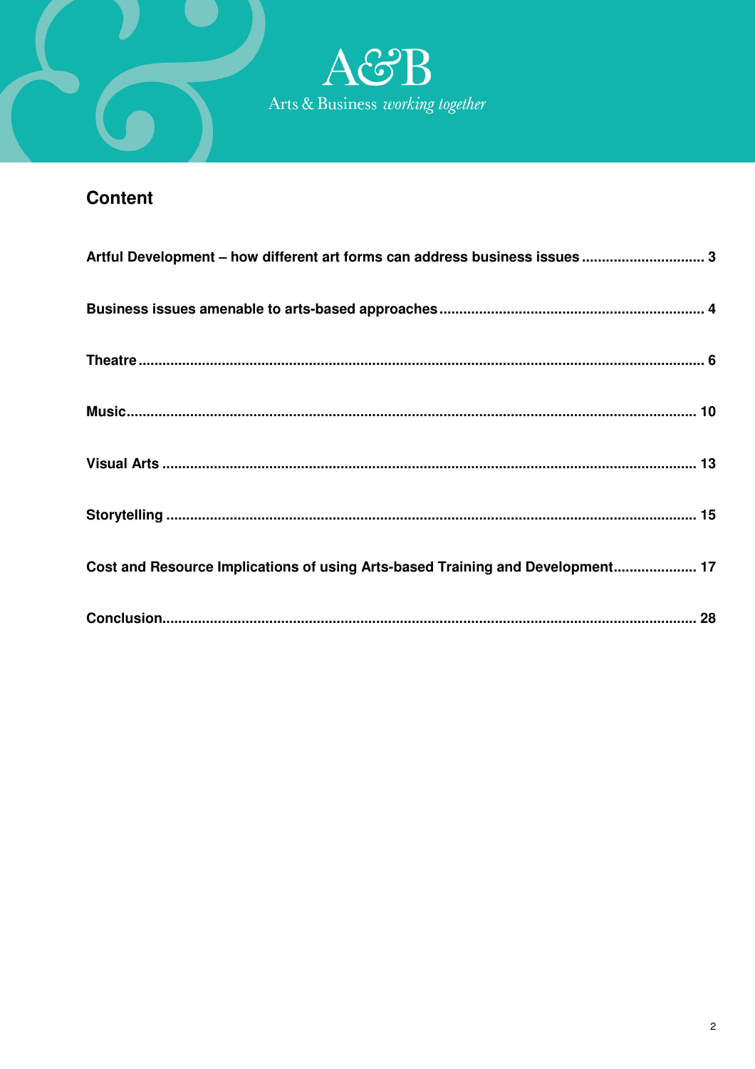## Content

| | |
|---|---|
| **Artful Development – how different art forms can address business issues** | **3** |
| **Business issues amenable to arts-based approaches** | **4** |
| **Theatre** | **6** |
| **Music** | **10** |
| **Visual Arts** | **13** |
| **Storytelling** | **15** |
| **Cost and Resource Implications of using Arts-based Training and Development** | **17** |
| **Conclusion** | **28** |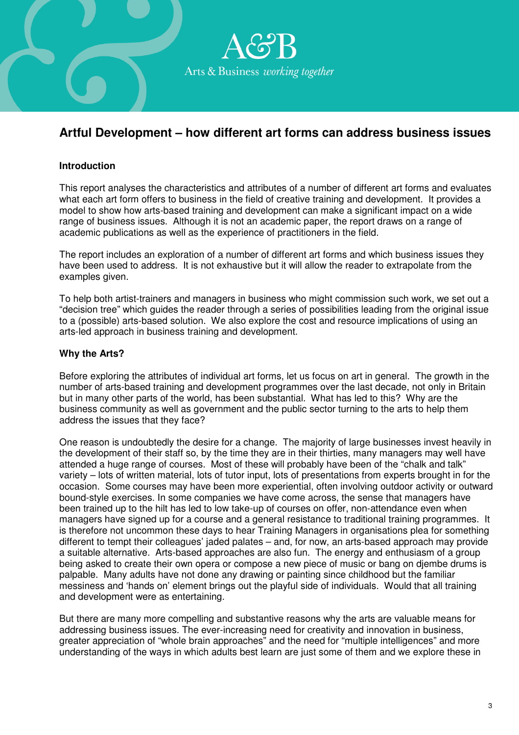A&B

Arts & Business *working together*

# Artful Development – how different art forms can address business issues

## Introduction

This report analyses the characteristics and attributes of a number of different art forms and evaluates what each art form offers to business in the field of creative training and development. It provides a model to show how arts-based training and development can make a significant impact on a wide range of business issues. Although it is not an academic paper, the report draws on a range of academic publications as well as the experience of practitioners in the field.

The report includes an exploration of a number of different art forms and which business issues they have been used to address. It is not exhaustive but it will allow the reader to extrapolate from the examples given.

To help both artist-trainers and managers in business who might commission such work, we set out a "decision tree" which guides the reader through a series of possibilities leading from the original issue to a (possible) arts-based solution. We also explore the cost and resource implications of using an arts-led approach in business training and development.

## Why the Arts?

Before exploring the attributes of individual art forms, let us focus on art in general. The growth in the number of arts-based training and development programmes over the last decade, not only in Britain but in many other parts of the world, has been substantial. What has led to this? Why are the business community as well as government and the public sector turning to the arts to help them address the issues that they face?

One reason is undoubtedly the desire for a change. The majority of large businesses invest heavily in the development of their staff so, by the time they are in their thirties, many managers may well have attended a huge range of courses. Most of these will probably have been of the "chalk and talk" variety – lots of written material, lots of tutor input, lots of presentations from experts brought in for the occasion. Some courses may have been more experiential, often involving outdoor activity or outward bound-style exercises. In some companies we have come across, the sense that managers have been trained up to the hilt has led to low take-up of courses on offer, non-attendance even when managers have signed up for a course and a general resistance to traditional training programmes. It is therefore not uncommon these days to hear Training Managers in organisations plea for something different to tempt their colleagues' jaded palates – and, for now, an arts-based approach may provide a suitable alternative. Arts-based approaches are also fun. The energy and enthusiasm of a group being asked to create their own opera or compose a new piece of music or bang on djembe drums is palpable. Many adults have not done any drawing or painting since childhood but the familiar messiness and 'hands on' element brings out the playful side of individuals. Would that all training and development were as entertaining.

But there are many more compelling and substantive reasons why the arts are valuable means for addressing business issues. The ever-increasing need for creativity and innovation in business, greater appreciation of "whole brain approaches" and the need for "multiple intelligences" and more understanding of the ways in which adults best learn are just some of them and we explore these in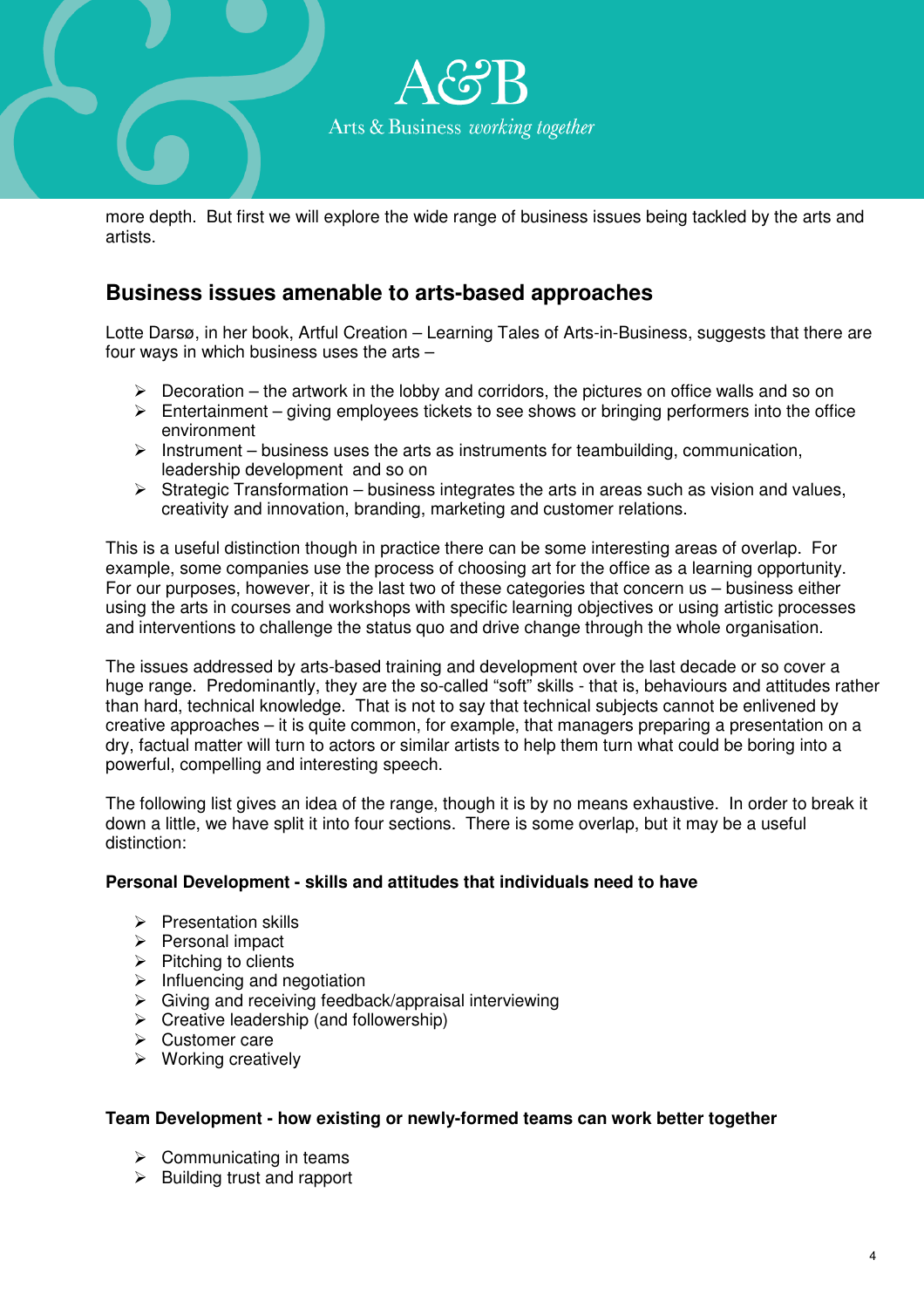more depth. But first we will explore the wide range of business issues being tackled by the arts and artists.

## Business issues amenable to arts-based approaches

Lotte Darsø, in her book, Artful Creation – Learning Tales of Arts-in-Business, suggests that there are four ways in which business uses the arts –

- Decoration – the artwork in the lobby and corridors, the pictures on office walls and so on
- Entertainment – giving employees tickets to see shows or bringing performers into the office environment
- Instrument – business uses the arts as instruments for teambuilding, communication, leadership development and so on
- Strategic Transformation – business integrates the arts in areas such as vision and values, creativity and innovation, branding, marketing and customer relations.

This is a useful distinction though in practice there can be some interesting areas of overlap. For example, some companies use the process of choosing art for the office as a learning opportunity. For our purposes, however, it is the last two of these categories that concern us – business either using the arts in courses and workshops with specific learning objectives or using artistic processes and interventions to challenge the status quo and drive change through the whole organisation.

The issues addressed by arts-based training and development over the last decade or so cover a huge range. Predominantly, they are the so-called "soft" skills - that is, behaviours and attitudes rather than hard, technical knowledge. That is not to say that technical subjects cannot be enlivened by creative approaches – it is quite common, for example, that managers preparing a presentation on a dry, factual matter will turn to actors or similar artists to help them turn what could be boring into a powerful, compelling and interesting speech.

The following list gives an idea of the range, though it is by no means exhaustive. In order to break it down a little, we have split it into four sections. There is some overlap, but it may be a useful distinction:

**Personal Development - skills and attitudes that individuals need to have**

- Presentation skills
- Personal impact
- Pitching to clients
- Influencing and negotiation
- Giving and receiving feedback/appraisal interviewing
- Creative leadership (and followership)
- Customer care
- Working creatively

**Team Development - how existing or newly-formed teams can work better together**

- Communicating in teams
- Building trust and rapport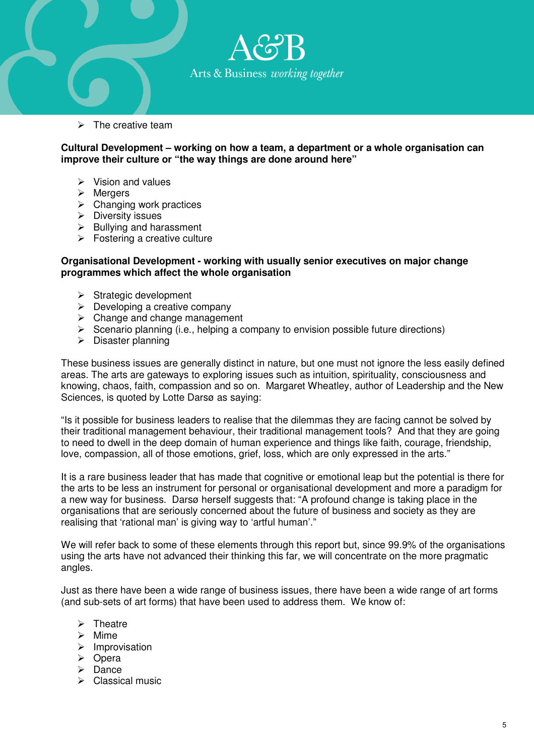- The creative team

**Cultural Development – working on how a team, a department or a whole organisation can improve their culture or "the way things are done around here"**

- Vision and values
- Mergers
- Changing work practices
- Diversity issues
- Bullying and harassment
- Fostering a creative culture

**Organisational Development - working with usually senior executives on major change programmes which affect the whole organisation**

- Strategic development
- Developing a creative company
- Change and change management
- Scenario planning (i.e., helping a company to envision possible future directions)
- Disaster planning

These business issues are generally distinct in nature, but one must not ignore the less easily defined areas. The arts are gateways to exploring issues such as intuition, spirituality, consciousness and knowing, chaos, faith, compassion and so on. Margaret Wheatley, author of Leadership and the New Sciences, is quoted by Lotte Darsø as saying:

"Is it possible for business leaders to realise that the dilemmas they are facing cannot be solved by their traditional management behaviour, their traditional management tools? And that they are going to need to dwell in the deep domain of human experience and things like faith, courage, friendship, love, compassion, all of those emotions, grief, loss, which are only expressed in the arts."

It is a rare business leader that has made that cognitive or emotional leap but the potential is there for the arts to be less an instrument for personal or organisational development and more a paradigm for a new way for business. Darsø herself suggests that: "A profound change is taking place in the organisations that are seriously concerned about the future of business and society as they are realising that 'rational man' is giving way to 'artful human'."

We will refer back to some of these elements through this report but, since 99.9% of the organisations using the arts have not advanced their thinking this far, we will concentrate on the more pragmatic angles.

Just as there have been a wide range of business issues, there have been a wide range of art forms (and sub-sets of art forms) that have been used to address them. We know of:

- Theatre
- Mime
- Improvisation
- Opera
- Dance
- Classical music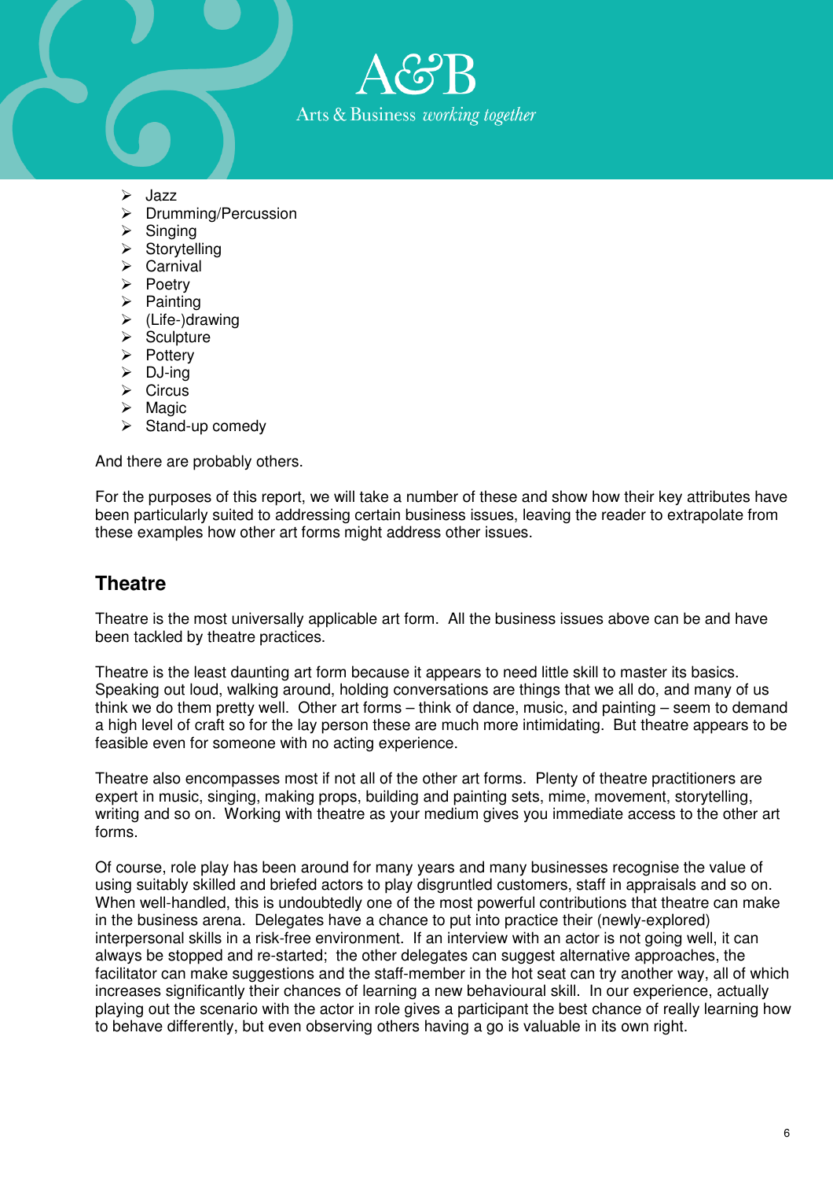- Jazz
- Drumming/Percussion
- Singing
- Storytelling
- Carnival
- Poetry
- Painting
- (Life-)drawing
- Sculpture
- Pottery
- DJ-ing
- Circus
- Magic
- Stand-up comedy

And there are probably others.

For the purposes of this report, we will take a number of these and show how their key attributes have been particularly suited to addressing certain business issues, leaving the reader to extrapolate from these examples how other art forms might address other issues.

## Theatre

Theatre is the most universally applicable art form. All the business issues above can be and have been tackled by theatre practices.

Theatre is the least daunting art form because it appears to need little skill to master its basics. Speaking out loud, walking around, holding conversations are things that we all do, and many of us think we do them pretty well. Other art forms – think of dance, music, and painting – seem to demand a high level of craft so for the lay person these are much more intimidating. But theatre appears to be feasible even for someone with no acting experience.

Theatre also encompasses most if not all of the other art forms. Plenty of theatre practitioners are expert in music, singing, making props, building and painting sets, mime, movement, storytelling, writing and so on. Working with theatre as your medium gives you immediate access to the other art forms.

Of course, role play has been around for many years and many businesses recognise the value of using suitably skilled and briefed actors to play disgruntled customers, staff in appraisals and so on. When well-handled, this is undoubtedly one of the most powerful contributions that theatre can make in the business arena. Delegates have a chance to put into practice their (newly-explored) interpersonal skills in a risk-free environment. If an interview with an actor is not going well, it can always be stopped and re-started; the other delegates can suggest alternative approaches, the facilitator can make suggestions and the staff-member in the hot seat can try another way, all of which increases significantly their chances of learning a new behavioural skill. In our experience, actually playing out the scenario with the actor in role gives a participant the best chance of really learning how to behave differently, but even observing others having a go is valuable in its own right.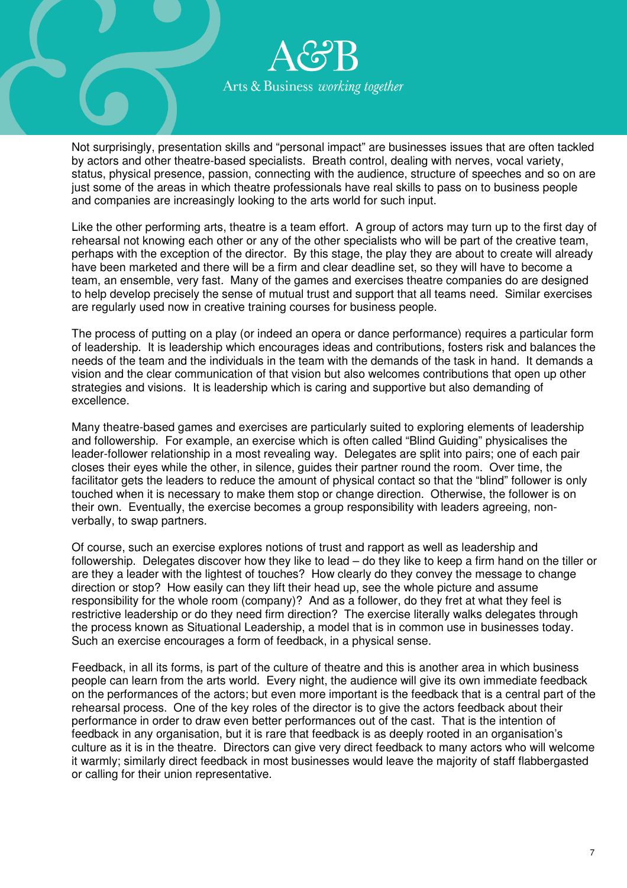Not surprisingly, presentation skills and "personal impact" are businesses issues that are often tackled by actors and other theatre-based specialists. Breath control, dealing with nerves, vocal variety, status, physical presence, passion, connecting with the audience, structure of speeches and so on are just some of the areas in which theatre professionals have real skills to pass on to business people and companies are increasingly looking to the arts world for such input.

Like the other performing arts, theatre is a team effort. A group of actors may turn up to the first day of rehearsal not knowing each other or any of the other specialists who will be part of the creative team, perhaps with the exception of the director. By this stage, the play they are about to create will already have been marketed and there will be a firm and clear deadline set, so they will have to become a team, an ensemble, very fast. Many of the games and exercises theatre companies do are designed to help develop precisely the sense of mutual trust and support that all teams need. Similar exercises are regularly used now in creative training courses for business people.

The process of putting on a play (or indeed an opera or dance performance) requires a particular form of leadership. It is leadership which encourages ideas and contributions, fosters risk and balances the needs of the team and the individuals in the team with the demands of the task in hand. It demands a vision and the clear communication of that vision but also welcomes contributions that open up other strategies and visions. It is leadership which is caring and supportive but also demanding of excellence.

Many theatre-based games and exercises are particularly suited to exploring elements of leadership and followership. For example, an exercise which is often called "Blind Guiding" physicalises the leader-follower relationship in a most revealing way. Delegates are split into pairs; one of each pair closes their eyes while the other, in silence, guides their partner round the room. Over time, the facilitator gets the leaders to reduce the amount of physical contact so that the "blind" follower is only touched when it is necessary to make them stop or change direction. Otherwise, the follower is on their own. Eventually, the exercise becomes a group responsibility with leaders agreeing, non-verbally, to swap partners.

Of course, such an exercise explores notions of trust and rapport as well as leadership and followership. Delegates discover how they like to lead – do they like to keep a firm hand on the tiller or are they a leader with the lightest of touches? How clearly do they convey the message to change direction or stop? How easily can they lift their head up, see the whole picture and assume responsibility for the whole room (company)? And as a follower, do they fret at what they feel is restrictive leadership or do they need firm direction? The exercise literally walks delegates through the process known as Situational Leadership, a model that is in common use in businesses today. Such an exercise encourages a form of feedback, in a physical sense.

Feedback, in all its forms, is part of the culture of theatre and this is another area in which business people can learn from the arts world. Every night, the audience will give its own immediate feedback on the performances of the actors; but even more important is the feedback that is a central part of the rehearsal process. One of the key roles of the director is to give the actors feedback about their performance in order to draw even better performances out of the cast. That is the intention of feedback in any organisation, but it is rare that feedback is as deeply rooted in an organisation's culture as it is in the theatre. Directors can give very direct feedback to many actors who will welcome it warmly; similarly direct feedback in most businesses would leave the majority of staff flabbergasted or calling for their union representative.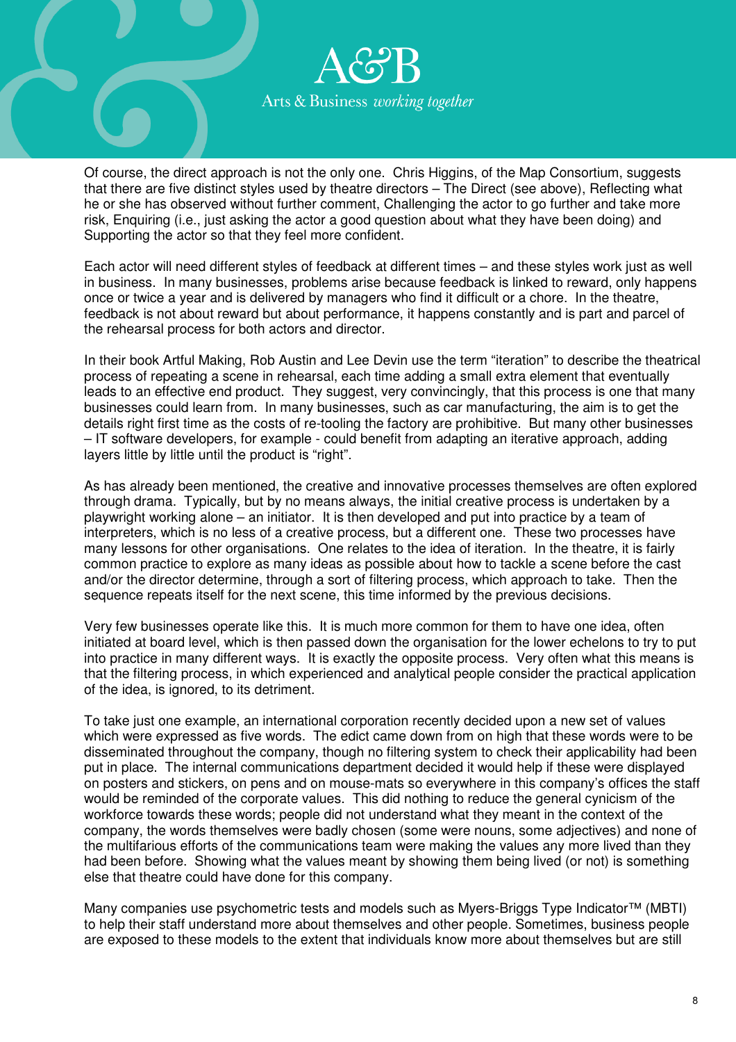Of course, the direct approach is not the only one. Chris Higgins, of the Map Consortium, suggests that there are five distinct styles used by theatre directors – The Direct (see above), Reflecting what he or she has observed without further comment, Challenging the actor to go further and take more risk, Enquiring (i.e., just asking the actor a good question about what they have been doing) and Supporting the actor so that they feel more confident.

Each actor will need different styles of feedback at different times – and these styles work just as well in business. In many businesses, problems arise because feedback is linked to reward, only happens once or twice a year and is delivered by managers who find it difficult or a chore. In the theatre, feedback is not about reward but about performance, it happens constantly and is part and parcel of the rehearsal process for both actors and director.

In their book Artful Making, Rob Austin and Lee Devin use the term "iteration" to describe the theatrical process of repeating a scene in rehearsal, each time adding a small extra element that eventually leads to an effective end product. They suggest, very convincingly, that this process is one that many businesses could learn from. In many businesses, such as car manufacturing, the aim is to get the details right first time as the costs of re-tooling the factory are prohibitive. But many other businesses – IT software developers, for example - could benefit from adapting an iterative approach, adding layers little by little until the product is "right".

As has already been mentioned, the creative and innovative processes themselves are often explored through drama. Typically, but by no means always, the initial creative process is undertaken by a playwright working alone – an initiator. It is then developed and put into practice by a team of interpreters, which is no less of a creative process, but a different one. These two processes have many lessons for other organisations. One relates to the idea of iteration. In the theatre, it is fairly common practice to explore as many ideas as possible about how to tackle a scene before the cast and/or the director determine, through a sort of filtering process, which approach to take. Then the sequence repeats itself for the next scene, this time informed by the previous decisions.

Very few businesses operate like this. It is much more common for them to have one idea, often initiated at board level, which is then passed down the organisation for the lower echelons to try to put into practice in many different ways. It is exactly the opposite process. Very often what this means is that the filtering process, in which experienced and analytical people consider the practical application of the idea, is ignored, to its detriment.

To take just one example, an international corporation recently decided upon a new set of values which were expressed as five words. The edict came down from on high that these words were to be disseminated throughout the company, though no filtering system to check their applicability had been put in place. The internal communications department decided it would help if these were displayed on posters and stickers, on pens and on mouse-mats so everywhere in this company's offices the staff would be reminded of the corporate values. This did nothing to reduce the general cynicism of the workforce towards these words; people did not understand what they meant in the context of the company, the words themselves were badly chosen (some were nouns, some adjectives) and none of the multifarious efforts of the communications team were making the values any more lived than they had been before. Showing what the values meant by showing them being lived (or not) is something else that theatre could have done for this company.

Many companies use psychometric tests and models such as Myers-Briggs Type Indicator™ (MBTI) to help their staff understand more about themselves and other people. Sometimes, business people are exposed to these models to the extent that individuals know more about themselves but are still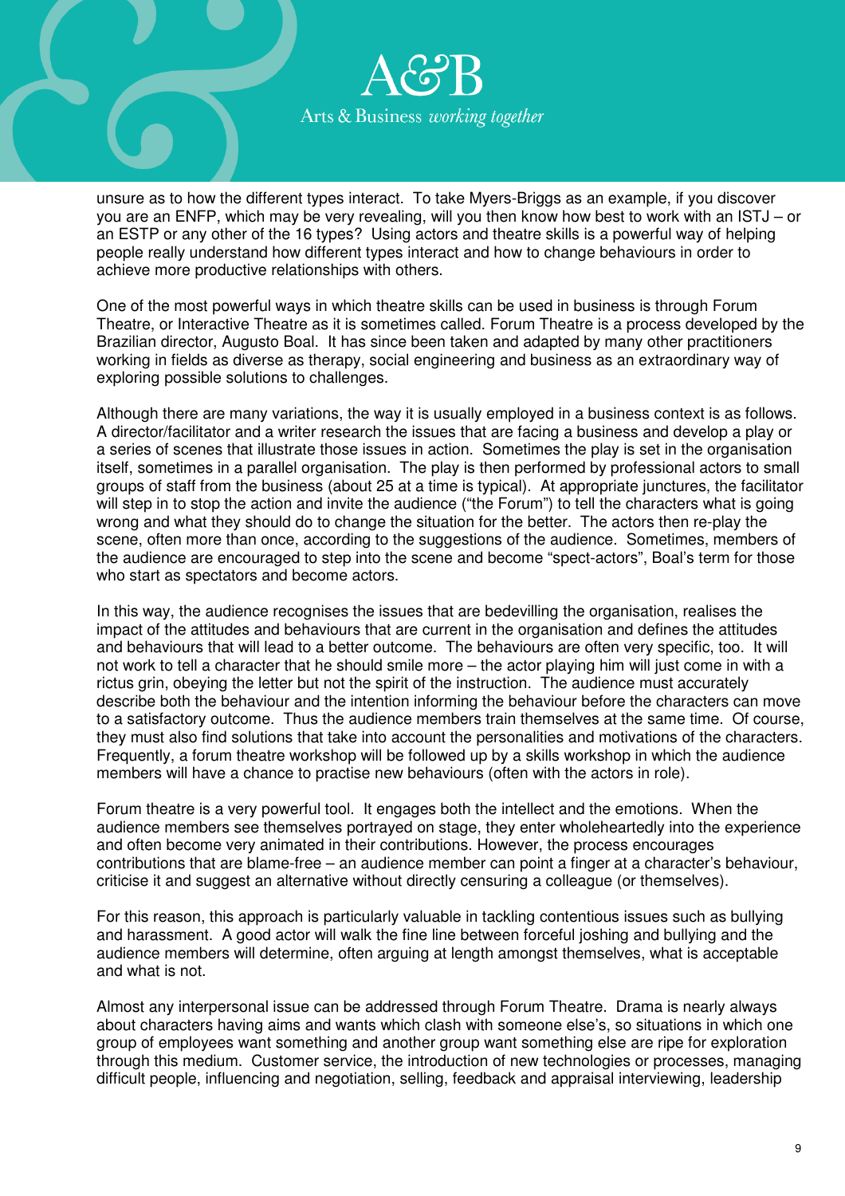unsure as to how the different types interact. To take Myers-Briggs as an example, if you discover you are an ENFP, which may be very revealing, will you then know how best to work with an ISTJ – or an ESTP or any other of the 16 types? Using actors and theatre skills is a powerful way of helping people really understand how different types interact and how to change behaviours in order to achieve more productive relationships with others.

One of the most powerful ways in which theatre skills can be used in business is through Forum Theatre, or Interactive Theatre as it is sometimes called. Forum Theatre is a process developed by the Brazilian director, Augusto Boal. It has since been taken and adapted by many other practitioners working in fields as diverse as therapy, social engineering and business as an extraordinary way of exploring possible solutions to challenges.

Although there are many variations, the way it is usually employed in a business context is as follows. A director/facilitator and a writer research the issues that are facing a business and develop a play or a series of scenes that illustrate those issues in action. Sometimes the play is set in the organisation itself, sometimes in a parallel organisation. The play is then performed by professional actors to small groups of staff from the business (about 25 at a time is typical). At appropriate junctures, the facilitator will step in to stop the action and invite the audience ("the Forum") to tell the characters what is going wrong and what they should do to change the situation for the better. The actors then re-play the scene, often more than once, according to the suggestions of the audience. Sometimes, members of the audience are encouraged to step into the scene and become "spect-actors", Boal's term for those who start as spectators and become actors.

In this way, the audience recognises the issues that are bedevilling the organisation, realises the impact of the attitudes and behaviours that are current in the organisation and defines the attitudes and behaviours that will lead to a better outcome. The behaviours are often very specific, too. It will not work to tell a character that he should smile more – the actor playing him will just come in with a rictus grin, obeying the letter but not the spirit of the instruction. The audience must accurately describe both the behaviour and the intention informing the behaviour before the characters can move to a satisfactory outcome. Thus the audience members train themselves at the same time. Of course, they must also find solutions that take into account the personalities and motivations of the characters. Frequently, a forum theatre workshop will be followed up by a skills workshop in which the audience members will have a chance to practise new behaviours (often with the actors in role).

Forum theatre is a very powerful tool. It engages both the intellect and the emotions. When the audience members see themselves portrayed on stage, they enter wholeheartedly into the experience and often become very animated in their contributions. However, the process encourages contributions that are blame-free – an audience member can point a finger at a character's behaviour, criticise it and suggest an alternative without directly censuring a colleague (or themselves).

For this reason, this approach is particularly valuable in tackling contentious issues such as bullying and harassment. A good actor will walk the fine line between forceful joshing and bullying and the audience members will determine, often arguing at length amongst themselves, what is acceptable and what is not.

Almost any interpersonal issue can be addressed through Forum Theatre. Drama is nearly always about characters having aims and wants which clash with someone else's, so situations in which one group of employees want something and another group want something else are ripe for exploration through this medium. Customer service, the introduction of new technologies or processes, managing difficult people, influencing and negotiation, selling, feedback and appraisal interviewing, leadership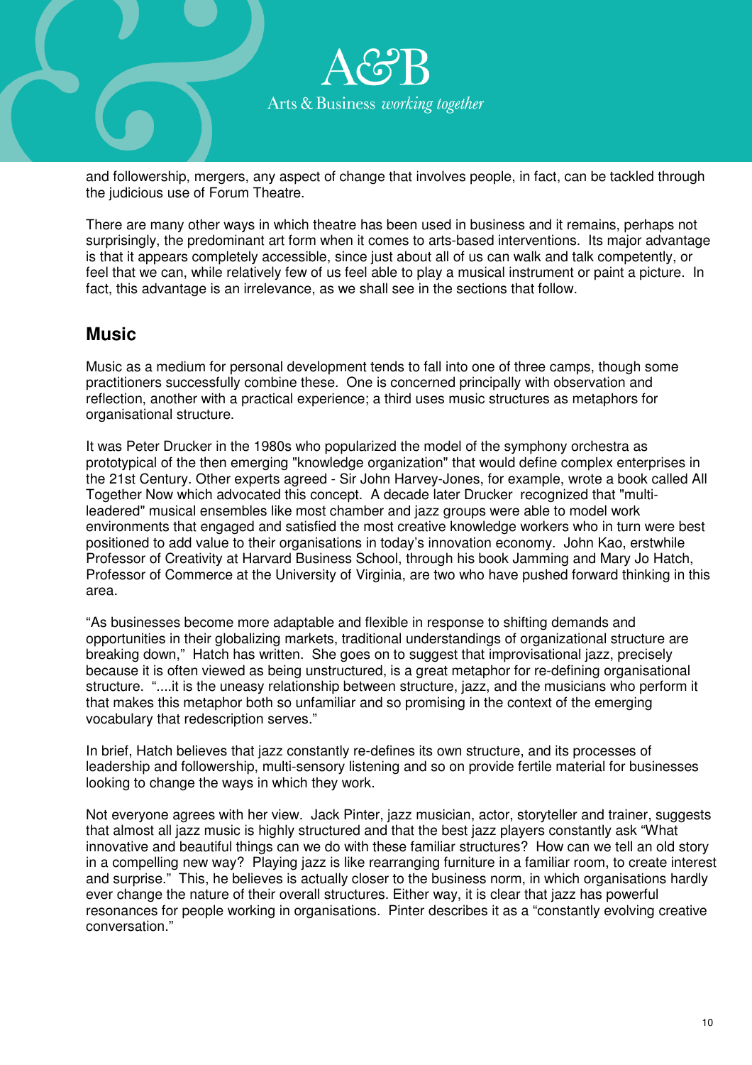and followership, mergers, any aspect of change that involves people, in fact, can be tackled through the judicious use of Forum Theatre.

There are many other ways in which theatre has been used in business and it remains, perhaps not surprisingly, the predominant art form when it comes to arts-based interventions. Its major advantage is that it appears completely accessible, since just about all of us can walk and talk competently, or feel that we can, while relatively few of us feel able to play a musical instrument or paint a picture. In fact, this advantage is an irrelevance, as we shall see in the sections that follow.

## Music

Music as a medium for personal development tends to fall into one of three camps, though some practitioners successfully combine these. One is concerned principally with observation and reflection, another with a practical experience; a third uses music structures as metaphors for organisational structure.

It was Peter Drucker in the 1980s who popularized the model of the symphony orchestra as prototypical of the then emerging "knowledge organization" that would define complex enterprises in the 21st Century. Other experts agreed - Sir John Harvey-Jones, for example, wrote a book called All Together Now which advocated this concept. A decade later Drucker recognized that "multi-leadered" musical ensembles like most chamber and jazz groups were able to model work environments that engaged and satisfied the most creative knowledge workers who in turn were best positioned to add value to their organisations in today's innovation economy. John Kao, erstwhile Professor of Creativity at Harvard Business School, through his book Jamming and Mary Jo Hatch, Professor of Commerce at the University of Virginia, are two who have pushed forward thinking in this area.

"As businesses become more adaptable and flexible in response to shifting demands and opportunities in their globalizing markets, traditional understandings of organizational structure are breaking down," Hatch has written. She goes on to suggest that improvisational jazz, precisely because it is often viewed as being unstructured, is a great metaphor for re-defining organisational structure. "....it is the uneasy relationship between structure, jazz, and the musicians who perform it that makes this metaphor both so unfamiliar and so promising in the context of the emerging vocabulary that redescription serves."

In brief, Hatch believes that jazz constantly re-defines its own structure, and its processes of leadership and followership, multi-sensory listening and so on provide fertile material for businesses looking to change the ways in which they work.

Not everyone agrees with her view. Jack Pinter, jazz musician, actor, storyteller and trainer, suggests that almost all jazz music is highly structured and that the best jazz players constantly ask "What innovative and beautiful things can we do with these familiar structures? How can we tell an old story in a compelling new way? Playing jazz is like rearranging furniture in a familiar room, to create interest and surprise." This, he believes is actually closer to the business norm, in which organisations hardly ever change the nature of their overall structures. Either way, it is clear that jazz has powerful resonances for people working in organisations. Pinter describes it as a "constantly evolving creative conversation."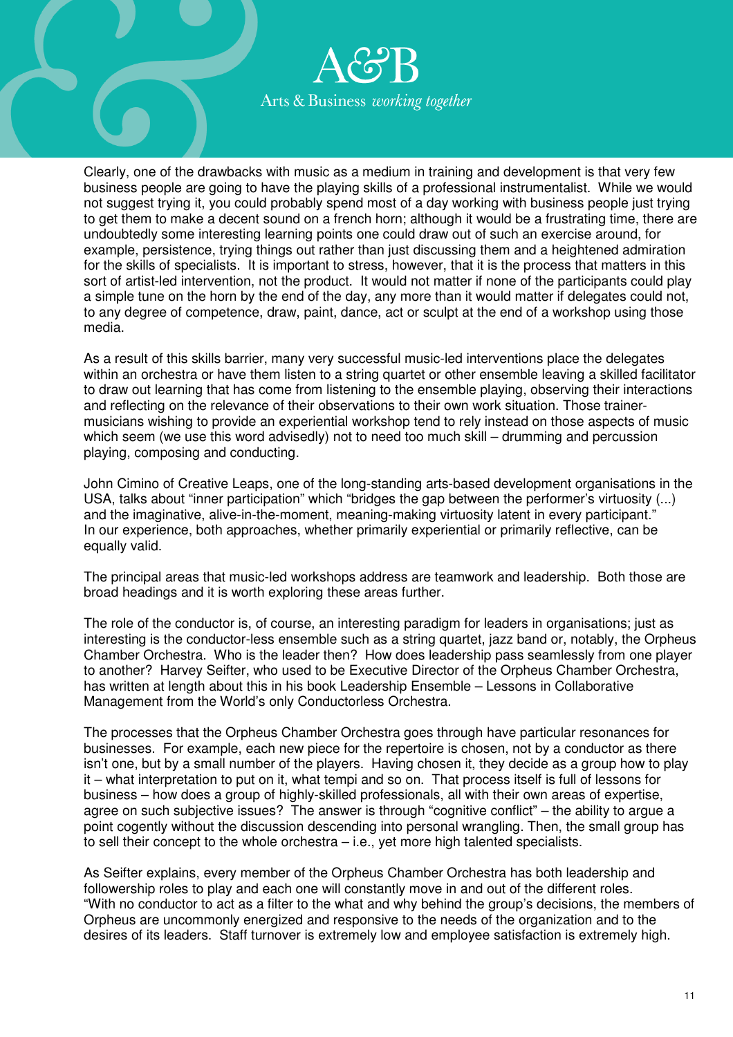Clearly, one of the drawbacks with music as a medium in training and development is that very few business people are going to have the playing skills of a professional instrumentalist. While we would not suggest trying it, you could probably spend most of a day working with business people just trying to get them to make a decent sound on a french horn; although it would be a frustrating time, there are undoubtedly some interesting learning points one could draw out of such an exercise around, for example, persistence, trying things out rather than just discussing them and a heightened admiration for the skills of specialists. It is important to stress, however, that it is the process that matters in this sort of artist-led intervention, not the product. It would not matter if none of the participants could play a simple tune on the horn by the end of the day, any more than it would matter if delegates could not, to any degree of competence, draw, paint, dance, act or sculpt at the end of a workshop using those media.

As a result of this skills barrier, many very successful music-led interventions place the delegates within an orchestra or have them listen to a string quartet or other ensemble leaving a skilled facilitator to draw out learning that has come from listening to the ensemble playing, observing their interactions and reflecting on the relevance of their observations to their own work situation. Those trainer-musicians wishing to provide an experiential workshop tend to rely instead on those aspects of music which seem (we use this word advisedly) not to need too much skill – drumming and percussion playing, composing and conducting.

John Cimino of Creative Leaps, one of the long-standing arts-based development organisations in the USA, talks about "inner participation" which "bridges the gap between the performer's virtuosity (...) and the imaginative, alive-in-the-moment, meaning-making virtuosity latent in every participant." In our experience, both approaches, whether primarily experiential or primarily reflective, can be equally valid.

The principal areas that music-led workshops address are teamwork and leadership. Both those are broad headings and it is worth exploring these areas further.

The role of the conductor is, of course, an interesting paradigm for leaders in organisations; just as interesting is the conductor-less ensemble such as a string quartet, jazz band or, notably, the Orpheus Chamber Orchestra. Who is the leader then? How does leadership pass seamlessly from one player to another? Harvey Seifter, who used to be Executive Director of the Orpheus Chamber Orchestra, has written at length about this in his book Leadership Ensemble – Lessons in Collaborative Management from the World's only Conductorless Orchestra.

The processes that the Orpheus Chamber Orchestra goes through have particular resonances for businesses. For example, each new piece for the repertoire is chosen, not by a conductor as there isn't one, but by a small number of the players. Having chosen it, they decide as a group how to play it – what interpretation to put on it, what tempi and so on. That process itself is full of lessons for business – how does a group of highly-skilled professionals, all with their own areas of expertise, agree on such subjective issues? The answer is through "cognitive conflict" – the ability to argue a point cogently without the discussion descending into personal wrangling. Then, the small group has to sell their concept to the whole orchestra – i.e., yet more high talented specialists.

As Seifter explains, every member of the Orpheus Chamber Orchestra has both leadership and followership roles to play and each one will constantly move in and out of the different roles. "With no conductor to act as a filter to the what and why behind the group's decisions, the members of Orpheus are uncommonly energized and responsive to the needs of the organization and to the desires of its leaders. Staff turnover is extremely low and employee satisfaction is extremely high.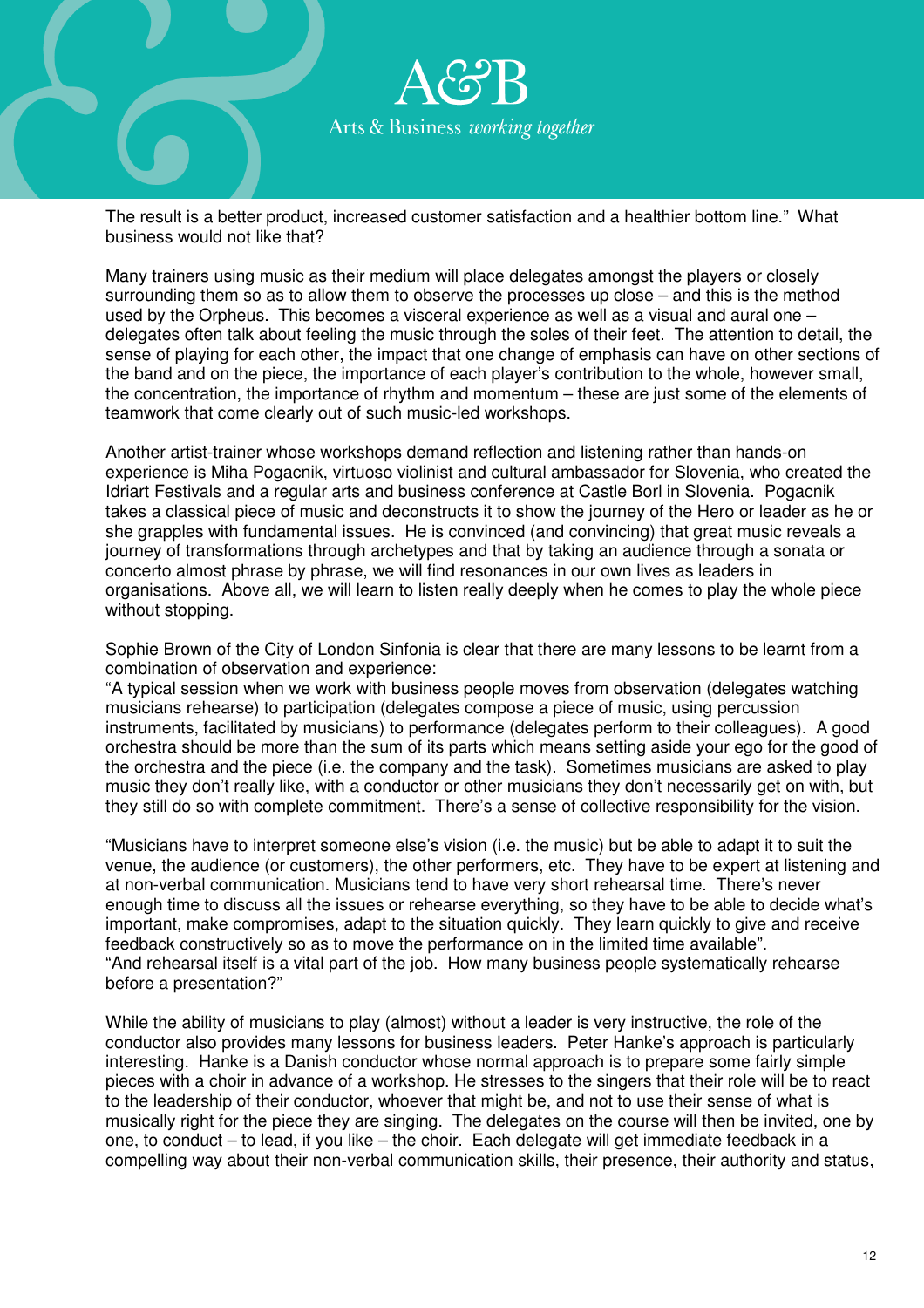The result is a better product, increased customer satisfaction and a healthier bottom line."  What business would not like that?

Many trainers using music as their medium will place delegates amongst the players or closely surrounding them so as to allow them to observe the processes up close – and this is the method used by the Orpheus.  This becomes a visceral experience as well as a visual and aural one – delegates often talk about feeling the music through the soles of their feet.  The attention to detail, the sense of playing for each other, the impact that one change of emphasis can have on other sections of the band and on the piece, the importance of each player's contribution to the whole, however small, the concentration, the importance of rhythm and momentum – these are just some of the elements of teamwork that come clearly out of such music-led workshops.

Another artist-trainer whose workshops demand reflection and listening rather than hands-on experience is Miha Pogacnik, virtuoso violinist and cultural ambassador for Slovenia, who created the Idriart Festivals and a regular arts and business conference at Castle Borl in Slovenia.  Pogacnik takes a classical piece of music and deconstructs it to show the journey of the Hero or leader as he or she grapples with fundamental issues.  He is convinced (and convincing) that great music reveals a journey of transformations through archetypes and that by taking an audience through a sonata or concerto almost phrase by phrase, we will find resonances in our own lives as leaders in organisations.  Above all, we will learn to listen really deeply when he comes to play the whole piece without stopping.

Sophie Brown of the City of London Sinfonia is clear that there are many lessons to be learnt from a combination of observation and experience:
"A typical session when we work with business people moves from observation (delegates watching musicians rehearse) to participation (delegates compose a piece of music, using percussion instruments, facilitated by musicians) to performance (delegates perform to their colleagues).  A good orchestra should be more than the sum of its parts which means setting aside your ego for the good of the orchestra and the piece (i.e. the company and the task).  Sometimes musicians are asked to play music they don't really like, with a conductor or other musicians they don't necessarily get on with, but they still do so with complete commitment.  There's a sense of collective responsibility for the vision.

"Musicians have to interpret someone else's vision (i.e. the music) but be able to adapt it to suit the venue, the audience (or customers), the other performers, etc.  They have to be expert at listening and at non-verbal communication. Musicians tend to have very short rehearsal time.  There's never enough time to discuss all the issues or rehearse everything, so they have to be able to decide what's important, make compromises, adapt to the situation quickly.  They learn quickly to give and receive feedback constructively so as to move the performance on in the limited time available".
"And rehearsal itself is a vital part of the job.  How many business people systematically rehearse before a presentation?"

While the ability of musicians to play (almost) without a leader is very instructive, the role of the conductor also provides many lessons for business leaders.  Peter Hanke's approach is particularly interesting.  Hanke is a Danish conductor whose normal approach is to prepare some fairly simple pieces with a choir in advance of a workshop. He stresses to the singers that their role will be to react to the leadership of their conductor, whoever that might be, and not to use their sense of what is musically right for the piece they are singing.  The delegates on the course will then be invited, one by one, to conduct – to lead, if you like – the choir.  Each delegate will get immediate feedback in a compelling way about their non-verbal communication skills, their presence, their authority and status,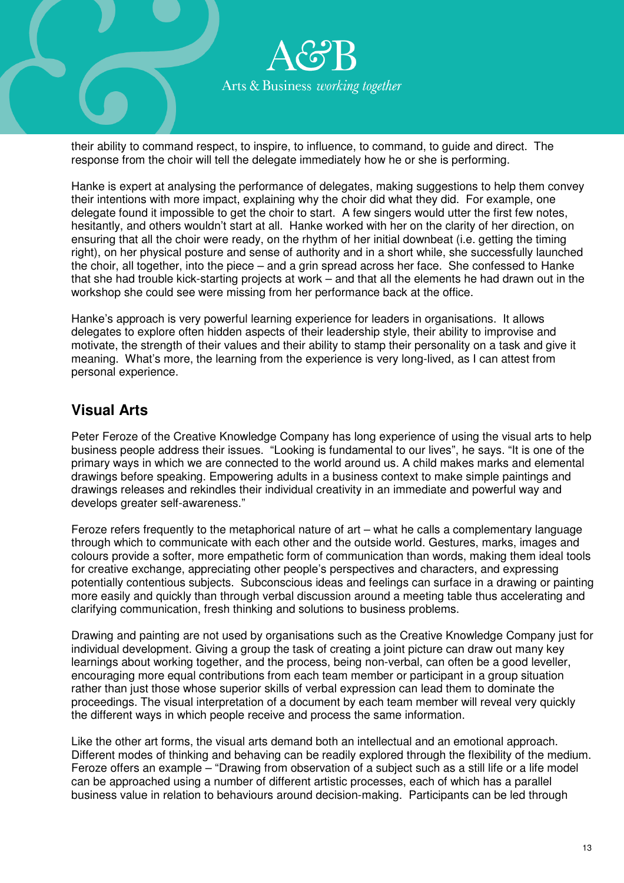their ability to command respect, to inspire, to influence, to command, to guide and direct. The response from the choir will tell the delegate immediately how he or she is performing.

Hanke is expert at analysing the performance of delegates, making suggestions to help them convey their intentions with more impact, explaining why the choir did what they did. For example, one delegate found it impossible to get the choir to start. A few singers would utter the first few notes, hesitantly, and others wouldn't start at all. Hanke worked with her on the clarity of her direction, on ensuring that all the choir were ready, on the rhythm of her initial downbeat (i.e. getting the timing right), on her physical posture and sense of authority and in a short while, she successfully launched the choir, all together, into the piece – and a grin spread across her face. She confessed to Hanke that she had trouble kick-starting projects at work – and that all the elements he had drawn out in the workshop she could see were missing from her performance back at the office.

Hanke's approach is very powerful learning experience for leaders in organisations. It allows delegates to explore often hidden aspects of their leadership style, their ability to improvise and motivate, the strength of their values and their ability to stamp their personality on a task and give it meaning. What's more, the learning from the experience is very long-lived, as I can attest from personal experience.

## Visual Arts

Peter Feroze of the Creative Knowledge Company has long experience of using the visual arts to help business people address their issues. "Looking is fundamental to our lives", he says. "It is one of the primary ways in which we are connected to the world around us. A child makes marks and elemental drawings before speaking. Empowering adults in a business context to make simple paintings and drawings releases and rekindles their individual creativity in an immediate and powerful way and develops greater self-awareness."

Feroze refers frequently to the metaphorical nature of art – what he calls a complementary language through which to communicate with each other and the outside world. Gestures, marks, images and colours provide a softer, more empathetic form of communication than words, making them ideal tools for creative exchange, appreciating other people's perspectives and characters, and expressing potentially contentious subjects. Subconscious ideas and feelings can surface in a drawing or painting more easily and quickly than through verbal discussion around a meeting table thus accelerating and clarifying communication, fresh thinking and solutions to business problems.

Drawing and painting are not used by organisations such as the Creative Knowledge Company just for individual development. Giving a group the task of creating a joint picture can draw out many key learnings about working together, and the process, being non-verbal, can often be a good leveller, encouraging more equal contributions from each team member or participant in a group situation rather than just those whose superior skills of verbal expression can lead them to dominate the proceedings. The visual interpretation of a document by each team member will reveal very quickly the different ways in which people receive and process the same information.

Like the other art forms, the visual arts demand both an intellectual and an emotional approach. Different modes of thinking and behaving can be readily explored through the flexibility of the medium. Feroze offers an example – "Drawing from observation of a subject such as a still life or a life model can be approached using a number of different artistic processes, each of which has a parallel business value in relation to behaviours around decision-making. Participants can be led through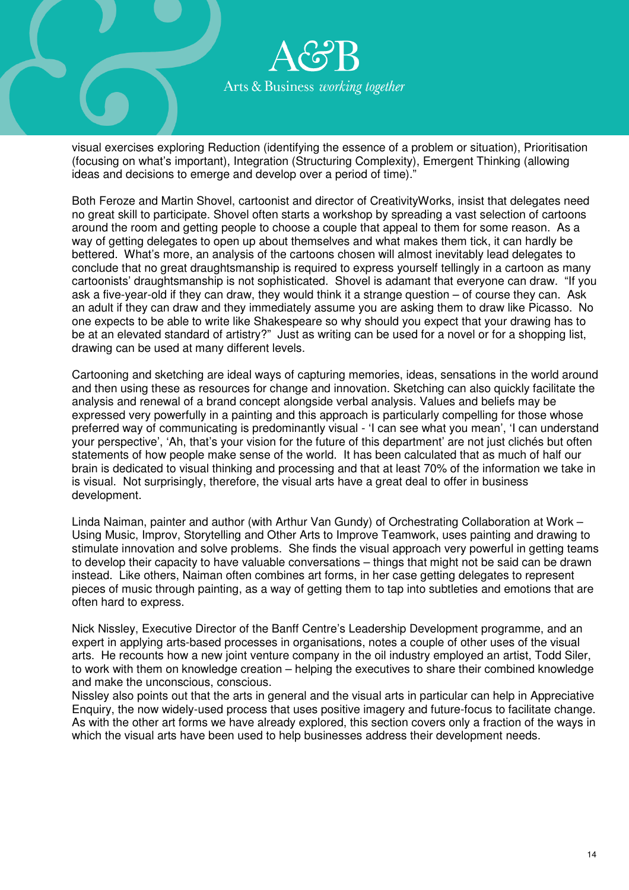visual exercises exploring Reduction (identifying the essence of a problem or situation), Prioritisation (focusing on what's important), Integration (Structuring Complexity), Emergent Thinking (allowing ideas and decisions to emerge and develop over a period of time)."

Both Feroze and Martin Shovel, cartoonist and director of CreativityWorks, insist that delegates need no great skill to participate. Shovel often starts a workshop by spreading a vast selection of cartoons around the room and getting people to choose a couple that appeal to them for some reason. As a way of getting delegates to open up about themselves and what makes them tick, it can hardly be bettered. What's more, an analysis of the cartoons chosen will almost inevitably lead delegates to conclude that no great draughtsmanship is required to express yourself tellingly in a cartoon as many cartoonists' draughtsmanship is not sophisticated. Shovel is adamant that everyone can draw. "If you ask a five-year-old if they can draw, they would think it a strange question – of course they can. Ask an adult if they can draw and they immediately assume you are asking them to draw like Picasso. No one expects to be able to write like Shakespeare so why should you expect that your drawing has to be at an elevated standard of artistry?" Just as writing can be used for a novel or for a shopping list, drawing can be used at many different levels.

Cartooning and sketching are ideal ways of capturing memories, ideas, sensations in the world around and then using these as resources for change and innovation. Sketching can also quickly facilitate the analysis and renewal of a brand concept alongside verbal analysis. Values and beliefs may be expressed very powerfully in a painting and this approach is particularly compelling for those whose preferred way of communicating is predominantly visual - 'I can see what you mean', 'I can understand your perspective', 'Ah, that's your vision for the future of this department' are not just clichés but often statements of how people make sense of the world. It has been calculated that as much of half our brain is dedicated to visual thinking and processing and that at least 70% of the information we take in is visual. Not surprisingly, therefore, the visual arts have a great deal to offer in business development.

Linda Naiman, painter and author (with Arthur Van Gundy) of Orchestrating Collaboration at Work – Using Music, Improv, Storytelling and Other Arts to Improve Teamwork, uses painting and drawing to stimulate innovation and solve problems. She finds the visual approach very powerful in getting teams to develop their capacity to have valuable conversations – things that might not be said can be drawn instead. Like others, Naiman often combines art forms, in her case getting delegates to represent pieces of music through painting, as a way of getting them to tap into subtleties and emotions that are often hard to express.

Nick Nissley, Executive Director of the Banff Centre's Leadership Development programme, and an expert in applying arts-based processes in organisations, notes a couple of other uses of the visual arts. He recounts how a new joint venture company in the oil industry employed an artist, Todd Siler, to work with them on knowledge creation – helping the executives to share their combined knowledge and make the unconscious, conscious.

Nissley also points out that the arts in general and the visual arts in particular can help in Appreciative Enquiry, the now widely-used process that uses positive imagery and future-focus to facilitate change. As with the other art forms we have already explored, this section covers only a fraction of the ways in which the visual arts have been used to help businesses address their development needs.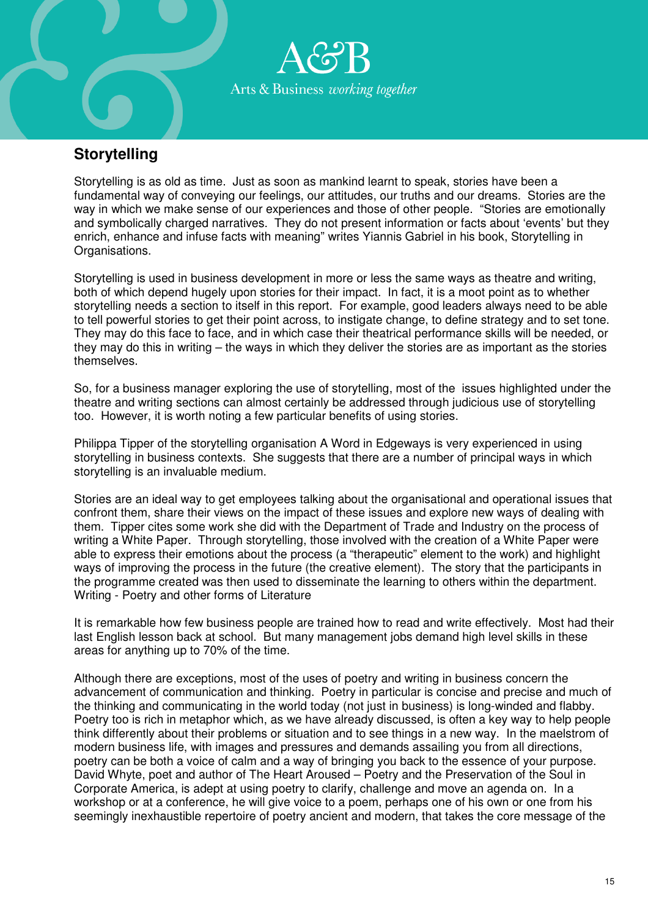## Storytelling

Storytelling is as old as time. Just as soon as mankind learnt to speak, stories have been a fundamental way of conveying our feelings, our attitudes, our truths and our dreams. Stories are the way in which we make sense of our experiences and those of other people. "Stories are emotionally and symbolically charged narratives. They do not present information or facts about 'events' but they enrich, enhance and infuse facts with meaning" writes Yiannis Gabriel in his book, Storytelling in Organisations.

Storytelling is used in business development in more or less the same ways as theatre and writing, both of which depend hugely upon stories for their impact. In fact, it is a moot point as to whether storytelling needs a section to itself in this report. For example, good leaders always need to be able to tell powerful stories to get their point across, to instigate change, to define strategy and to set tone. They may do this face to face, and in which case their theatrical performance skills will be needed, or they may do this in writing – the ways in which they deliver the stories are as important as the stories themselves.

So, for a business manager exploring the use of storytelling, most of the issues highlighted under the theatre and writing sections can almost certainly be addressed through judicious use of storytelling too. However, it is worth noting a few particular benefits of using stories.

Philippa Tipper of the storytelling organisation A Word in Edgeways is very experienced in using storytelling in business contexts. She suggests that there are a number of principal ways in which storytelling is an invaluable medium.

Stories are an ideal way to get employees talking about the organisational and operational issues that confront them, share their views on the impact of these issues and explore new ways of dealing with them. Tipper cites some work she did with the Department of Trade and Industry on the process of writing a White Paper. Through storytelling, those involved with the creation of a White Paper were able to express their emotions about the process (a "therapeutic" element to the work) and highlight ways of improving the process in the future (the creative element). The story that the participants in the programme created was then used to disseminate the learning to others within the department.

## Writing - Poetry and other forms of Literature

It is remarkable how few business people are trained how to read and write effectively. Most had their last English lesson back at school. But many management jobs demand high level skills in these areas for anything up to 70% of the time.

Although there are exceptions, most of the uses of poetry and writing in business concern the advancement of communication and thinking. Poetry in particular is concise and precise and much of the thinking and communicating in the world today (not just in business) is long-winded and flabby. Poetry too is rich in metaphor which, as we have already discussed, is often a key way to help people think differently about their problems or situation and to see things in a new way. In the maelstrom of modern business life, with images and pressures and demands assailing you from all directions, poetry can be both a voice of calm and a way of bringing you back to the essence of your purpose. David Whyte, poet and author of The Heart Aroused – Poetry and the Preservation of the Soul in Corporate America, is adept at using poetry to clarify, challenge and move an agenda on. In a workshop or at a conference, he will give voice to a poem, perhaps one of his own or one from his seemingly inexhaustible repertoire of poetry ancient and modern, that takes the core message of the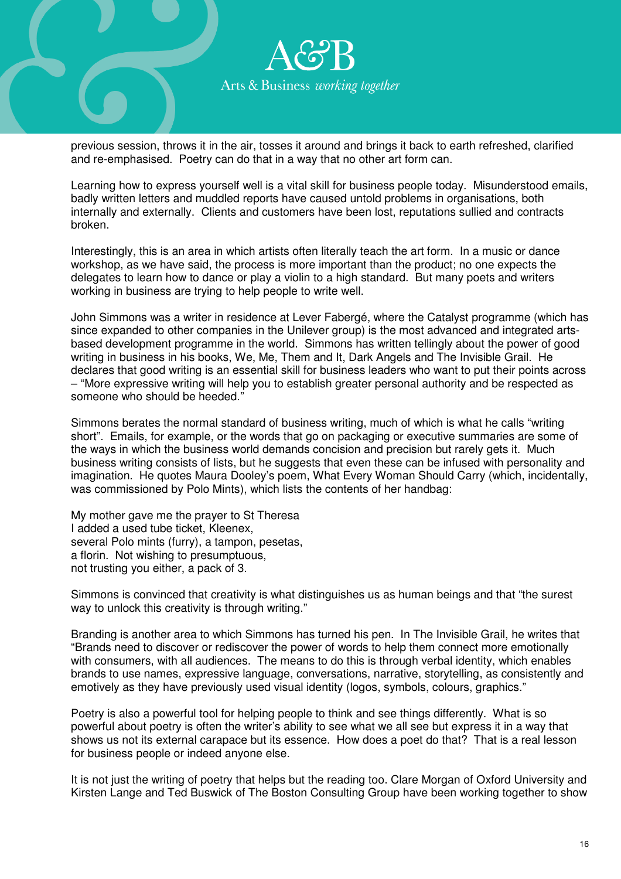previous session, throws it in the air, tosses it around and brings it back to earth refreshed, clarified and re-emphasised. Poetry can do that in a way that no other art form can.

Learning how to express yourself well is a vital skill for business people today. Misunderstood emails, badly written letters and muddled reports have caused untold problems in organisations, both internally and externally. Clients and customers have been lost, reputations sullied and contracts broken.

Interestingly, this is an area in which artists often literally teach the art form. In a music or dance workshop, as we have said, the process is more important than the product; no one expects the delegates to learn how to dance or play a violin to a high standard. But many poets and writers working in business are trying to help people to write well.

John Simmons was a writer in residence at Lever Fabergé, where the Catalyst programme (which has since expanded to other companies in the Unilever group) is the most advanced and integrated arts-based development programme in the world. Simmons has written tellingly about the power of good writing in business in his books, We, Me, Them and It, Dark Angels and The Invisible Grail. He declares that good writing is an essential skill for business leaders who want to put their points across – "More expressive writing will help you to establish greater personal authority and be respected as someone who should be heeded."

Simmons berates the normal standard of business writing, much of which is what he calls "writing short". Emails, for example, or the words that go on packaging or executive summaries are some of the ways in which the business world demands concision and precision but rarely gets it. Much business writing consists of lists, but he suggests that even these can be infused with personality and imagination. He quotes Maura Dooley's poem, What Every Woman Should Carry (which, incidentally, was commissioned by Polo Mints), which lists the contents of her handbag:

My mother gave me the prayer to St Theresa  
I added a used tube ticket, Kleenex,  
several Polo mints (furry), a tampon, pesetas,  
a florin. Not wishing to presumptuous,  
not trusting you either, a pack of 3.

Simmons is convinced that creativity is what distinguishes us as human beings and that "the surest way to unlock this creativity is through writing."

Branding is another area to which Simmons has turned his pen. In The Invisible Grail, he writes that "Brands need to discover or rediscover the power of words to help them connect more emotionally with consumers, with all audiences. The means to do this is through verbal identity, which enables brands to use names, expressive language, conversations, narrative, storytelling, as consistently and emotively as they have previously used visual identity (logos, symbols, colours, graphics."

Poetry is also a powerful tool for helping people to think and see things differently. What is so powerful about poetry is often the writer's ability to see what we all see but express it in a way that shows us not its external carapace but its essence. How does a poet do that? That is a real lesson for business people or indeed anyone else.

It is not just the writing of poetry that helps but the reading too. Clare Morgan of Oxford University and Kirsten Lange and Ted Buswick of The Boston Consulting Group have been working together to show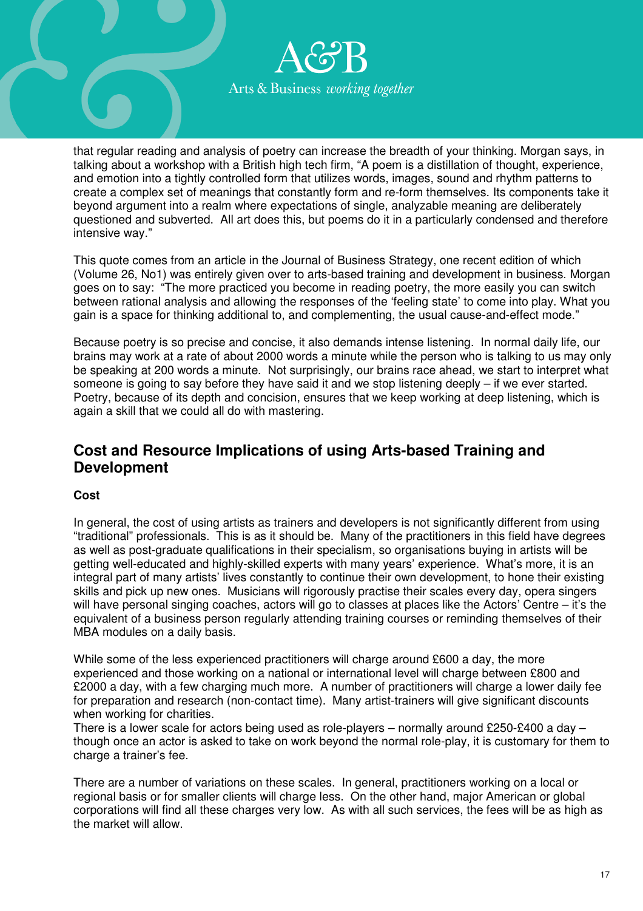that regular reading and analysis of poetry can increase the breadth of your thinking. Morgan says, in talking about a workshop with a British high tech firm, "A poem is a distillation of thought, experience, and emotion into a tightly controlled form that utilizes words, images, sound and rhythm patterns to create a complex set of meanings that constantly form and re-form themselves. Its components take it beyond argument into a realm where expectations of single, analyzable meaning are deliberately questioned and subverted. All art does this, but poems do it in a particularly condensed and therefore intensive way."

This quote comes from an article in the Journal of Business Strategy, one recent edition of which (Volume 26, No1) was entirely given over to arts-based training and development in business. Morgan goes on to say: "The more practiced you become in reading poetry, the more easily you can switch between rational analysis and allowing the responses of the 'feeling state' to come into play. What you gain is a space for thinking additional to, and complementing, the usual cause-and-effect mode."

Because poetry is so precise and concise, it also demands intense listening. In normal daily life, our brains may work at a rate of about 2000 words a minute while the person who is talking to us may only be speaking at 200 words a minute. Not surprisingly, our brains race ahead, we start to interpret what someone is going to say before they have said it and we stop listening deeply – if we ever started. Poetry, because of its depth and concision, ensures that we keep working at deep listening, which is again a skill that we could all do with mastering.

## Cost and Resource Implications of using Arts-based Training and Development

### Cost

In general, the cost of using artists as trainers and developers is not significantly different from using "traditional" professionals. This is as it should be. Many of the practitioners in this field have degrees as well as post-graduate qualifications in their specialism, so organisations buying in artists will be getting well-educated and highly-skilled experts with many years' experience. What's more, it is an integral part of many artists' lives constantly to continue their own development, to hone their existing skills and pick up new ones. Musicians will rigorously practise their scales every day, opera singers will have personal singing coaches, actors will go to classes at places like the Actors' Centre – it's the equivalent of a business person regularly attending training courses or reminding themselves of their MBA modules on a daily basis.

While some of the less experienced practitioners will charge around £600 a day, the more experienced and those working on a national or international level will charge between £800 and £2000 a day, with a few charging much more. A number of practitioners will charge a lower daily fee for preparation and research (non-contact time). Many artist-trainers will give significant discounts when working for charities.

There is a lower scale for actors being used as role-players – normally around £250-£400 a day – though once an actor is asked to take on work beyond the normal role-play, it is customary for them to charge a trainer's fee.

There are a number of variations on these scales. In general, practitioners working on a local or regional basis or for smaller clients will charge less. On the other hand, major American or global corporations will find all these charges very low. As with all such services, the fees will be as high as the market will allow.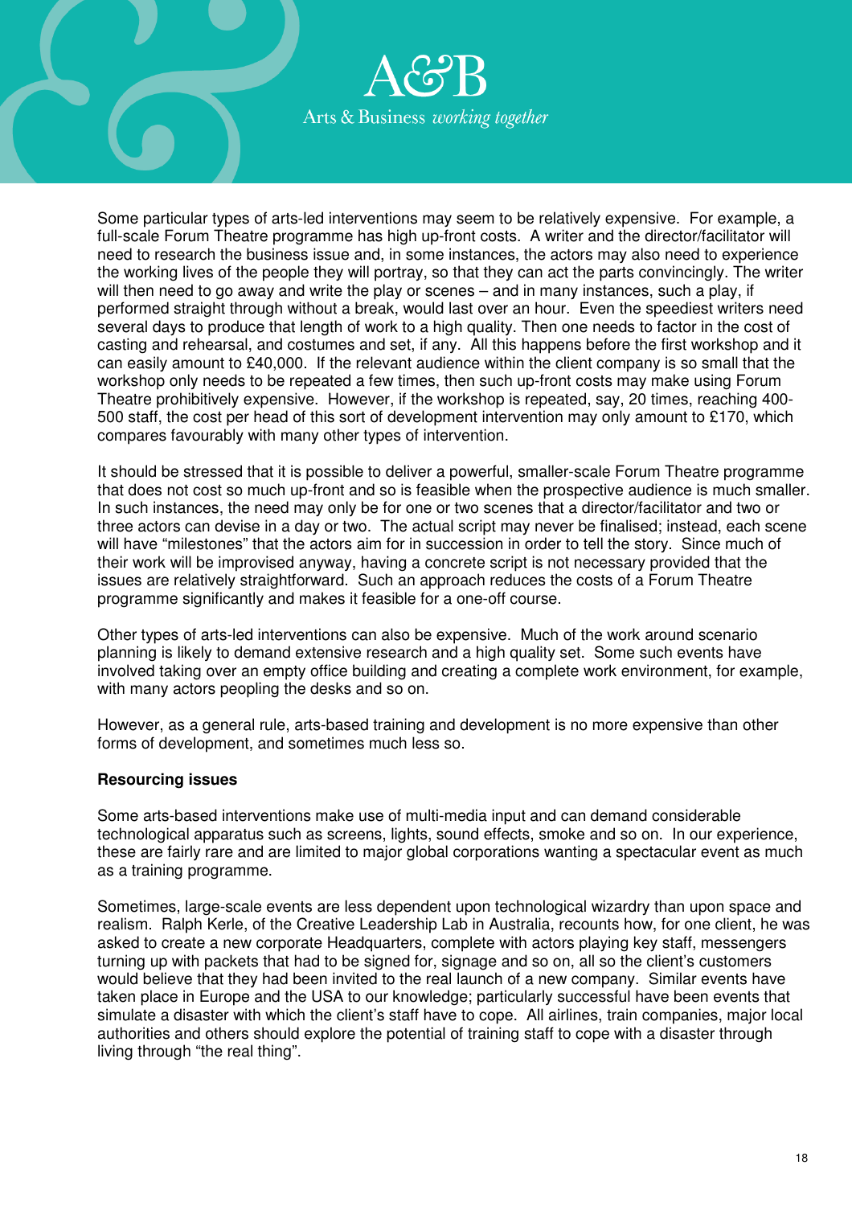Some particular types of arts-led interventions may seem to be relatively expensive. For example, a full-scale Forum Theatre programme has high up-front costs. A writer and the director/facilitator will need to research the business issue and, in some instances, the actors may also need to experience the working lives of the people they will portray, so that they can act the parts convincingly. The writer will then need to go away and write the play or scenes – and in many instances, such a play, if performed straight through without a break, would last over an hour. Even the speediest writers need several days to produce that length of work to a high quality. Then one needs to factor in the cost of casting and rehearsal, and costumes and set, if any. All this happens before the first workshop and it can easily amount to £40,000. If the relevant audience within the client company is so small that the workshop only needs to be repeated a few times, then such up-front costs may make using Forum Theatre prohibitively expensive. However, if the workshop is repeated, say, 20 times, reaching 400-500 staff, the cost per head of this sort of development intervention may only amount to £170, which compares favourably with many other types of intervention.

It should be stressed that it is possible to deliver a powerful, smaller-scale Forum Theatre programme that does not cost so much up-front and so is feasible when the prospective audience is much smaller. In such instances, the need may only be for one or two scenes that a director/facilitator and two or three actors can devise in a day or two. The actual script may never be finalised; instead, each scene will have "milestones" that the actors aim for in succession in order to tell the story. Since much of their work will be improvised anyway, having a concrete script is not necessary provided that the issues are relatively straightforward. Such an approach reduces the costs of a Forum Theatre programme significantly and makes it feasible for a one-off course.

Other types of arts-led interventions can also be expensive. Much of the work around scenario planning is likely to demand extensive research and a high quality set. Some such events have involved taking over an empty office building and creating a complete work environment, for example, with many actors peopling the desks and so on.

However, as a general rule, arts-based training and development is no more expensive than other forms of development, and sometimes much less so.

**Resourcing issues**

Some arts-based interventions make use of multi-media input and can demand considerable technological apparatus such as screens, lights, sound effects, smoke and so on. In our experience, these are fairly rare and are limited to major global corporations wanting a spectacular event as much as a training programme.

Sometimes, large-scale events are less dependent upon technological wizardry than upon space and realism. Ralph Kerle, of the Creative Leadership Lab in Australia, recounts how, for one client, he was asked to create a new corporate Headquarters, complete with actors playing key staff, messengers turning up with packets that had to be signed for, signage and so on, all so the client's customers would believe that they had been invited to the real launch of a new company. Similar events have taken place in Europe and the USA to our knowledge; particularly successful have been events that simulate a disaster with which the client's staff have to cope. All airlines, train companies, major local authorities and others should explore the potential of training staff to cope with a disaster through living through "the real thing".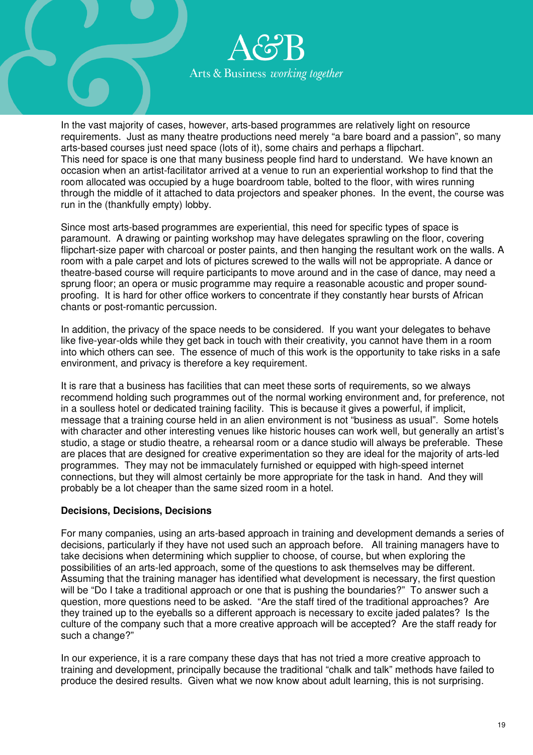In the vast majority of cases, however, arts-based programmes are relatively light on resource requirements. Just as many theatre productions need merely "a bare board and a passion", so many arts-based courses just need space (lots of it), some chairs and perhaps a flipchart.
This need for space is one that many business people find hard to understand. We have known an occasion when an artist-facilitator arrived at a venue to run an experiential workshop to find that the room allocated was occupied by a huge boardroom table, bolted to the floor, with wires running through the middle of it attached to data projectors and speaker phones. In the event, the course was run in the (thankfully empty) lobby.

Since most arts-based programmes are experiential, this need for specific types of space is paramount. A drawing or painting workshop may have delegates sprawling on the floor, covering flipchart-size paper with charcoal or poster paints, and then hanging the resultant work on the walls. A room with a pale carpet and lots of pictures screwed to the walls will not be appropriate. A dance or theatre-based course will require participants to move around and in the case of dance, may need a sprung floor; an opera or music programme may require a reasonable acoustic and proper sound-proofing. It is hard for other office workers to concentrate if they constantly hear bursts of African chants or post-romantic percussion.

In addition, the privacy of the space needs to be considered. If you want your delegates to behave like five-year-olds while they get back in touch with their creativity, you cannot have them in a room into which others can see. The essence of much of this work is the opportunity to take risks in a safe environment, and privacy is therefore a key requirement.

It is rare that a business has facilities that can meet these sorts of requirements, so we always recommend holding such programmes out of the normal working environment and, for preference, not in a soulless hotel or dedicated training facility. This is because it gives a powerful, if implicit, message that a training course held in an alien environment is not "business as usual". Some hotels with character and other interesting venues like historic houses can work well, but generally an artist's studio, a stage or studio theatre, a rehearsal room or a dance studio will always be preferable. These are places that are designed for creative experimentation so they are ideal for the majority of arts-led programmes. They may not be immaculately furnished or equipped with high-speed internet connections, but they will almost certainly be more appropriate for the task in hand. And they will probably be a lot cheaper than the same sized room in a hotel.

**Decisions, Decisions, Decisions**

For many companies, using an arts-based approach in training and development demands a series of decisions, particularly if they have not used such an approach before. All training managers have to take decisions when determining which supplier to choose, of course, but when exploring the possibilities of an arts-led approach, some of the questions to ask themselves may be different. Assuming that the training manager has identified what development is necessary, the first question will be "Do I take a traditional approach or one that is pushing the boundaries?" To answer such a question, more questions need to be asked. "Are the staff tired of the traditional approaches? Are they trained up to the eyeballs so a different approach is necessary to excite jaded palates? Is the culture of the company such that a more creative approach will be accepted? Are the staff ready for such a change?"

In our experience, it is a rare company these days that has not tried a more creative approach to training and development, principally because the traditional "chalk and talk" methods have failed to produce the desired results. Given what we now know about adult learning, this is not surprising.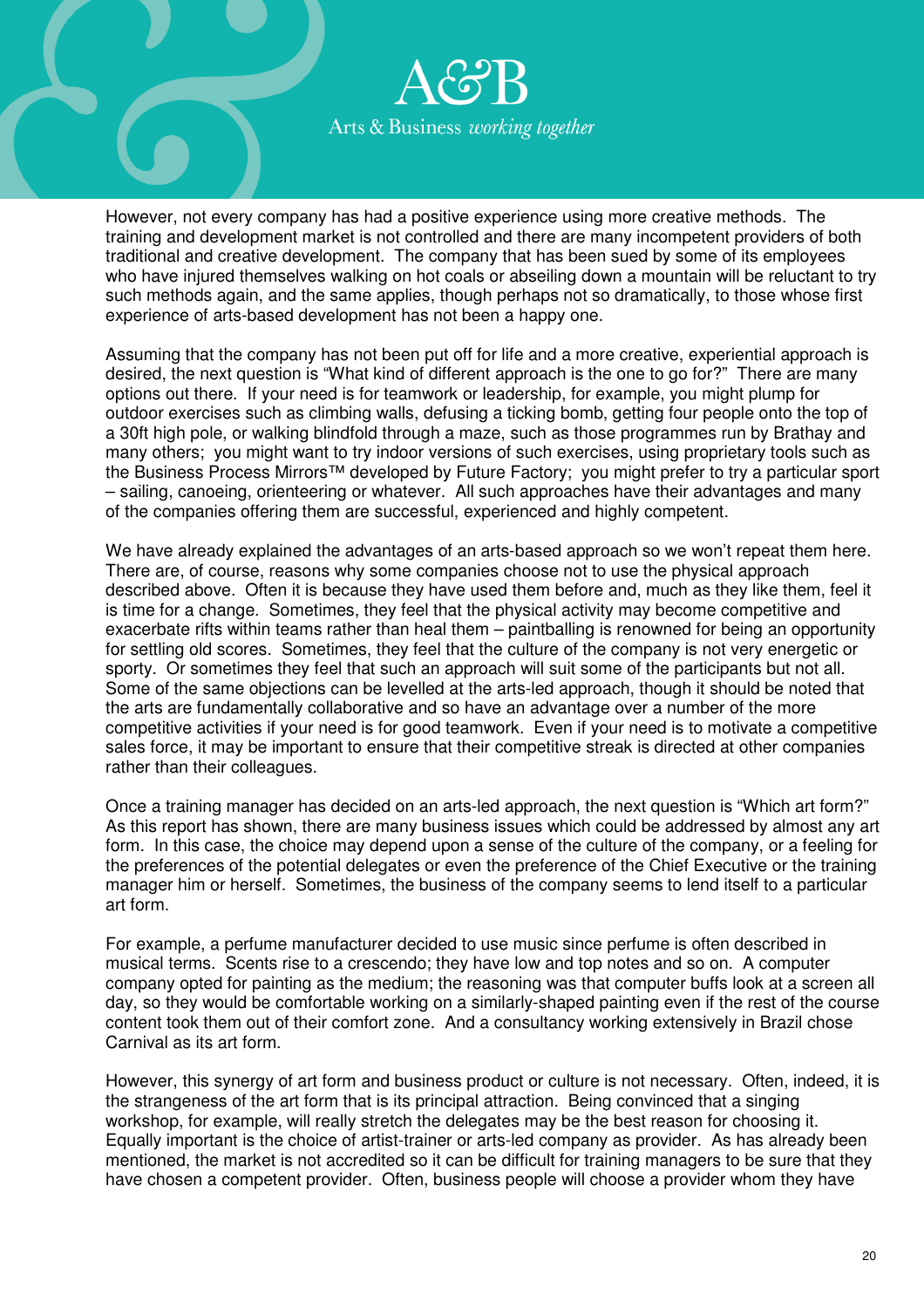However, not every company has had a positive experience using more creative methods. The training and development market is not controlled and there are many incompetent providers of both traditional and creative development. The company that has been sued by some of its employees who have injured themselves walking on hot coals or abseiling down a mountain will be reluctant to try such methods again, and the same applies, though perhaps not so dramatically, to those whose first experience of arts-based development has not been a happy one.

Assuming that the company has not been put off for life and a more creative, experiential approach is desired, the next question is "What kind of different approach is the one to go for?" There are many options out there. If your need is for teamwork or leadership, for example, you might plump for outdoor exercises such as climbing walls, defusing a ticking bomb, getting four people onto the top of a 30ft high pole, or walking blindfold through a maze, such as those programmes run by Brathay and many others; you might want to try indoor versions of such exercises, using proprietary tools such as the Business Process Mirrors™ developed by Future Factory; you might prefer to try a particular sport – sailing, canoeing, orienteering or whatever. All such approaches have their advantages and many of the companies offering them are successful, experienced and highly competent.

We have already explained the advantages of an arts-based approach so we won't repeat them here. There are, of course, reasons why some companies choose not to use the physical approach described above. Often it is because they have used them before and, much as they like them, feel it is time for a change. Sometimes, they feel that the physical activity may become competitive and exacerbate rifts within teams rather than heal them – paintballing is renowned for being an opportunity for settling old scores. Sometimes, they feel that the culture of the company is not very energetic or sporty. Or sometimes they feel that such an approach will suit some of the participants but not all. Some of the same objections can be levelled at the arts-led approach, though it should be noted that the arts are fundamentally collaborative and so have an advantage over a number of the more competitive activities if your need is for good teamwork. Even if your need is to motivate a competitive sales force, it may be important to ensure that their competitive streak is directed at other companies rather than their colleagues.

Once a training manager has decided on an arts-led approach, the next question is "Which art form?" As this report has shown, there are many business issues which could be addressed by almost any art form. In this case, the choice may depend upon a sense of the culture of the company, or a feeling for the preferences of the potential delegates or even the preference of the Chief Executive or the training manager him or herself. Sometimes, the business of the company seems to lend itself to a particular art form.

For example, a perfume manufacturer decided to use music since perfume is often described in musical terms. Scents rise to a crescendo; they have low and top notes and so on. A computer company opted for painting as the medium; the reasoning was that computer buffs look at a screen all day, so they would be comfortable working on a similarly-shaped painting even if the rest of the course content took them out of their comfort zone. And a consultancy working extensively in Brazil chose Carnival as its art form.

However, this synergy of art form and business product or culture is not necessary. Often, indeed, it is the strangeness of the art form that is its principal attraction. Being convinced that a singing workshop, for example, will really stretch the delegates may be the best reason for choosing it. Equally important is the choice of artist-trainer or arts-led company as provider. As has already been mentioned, the market is not accredited so it can be difficult for training managers to be sure that they have chosen a competent provider. Often, business people will choose a provider whom they have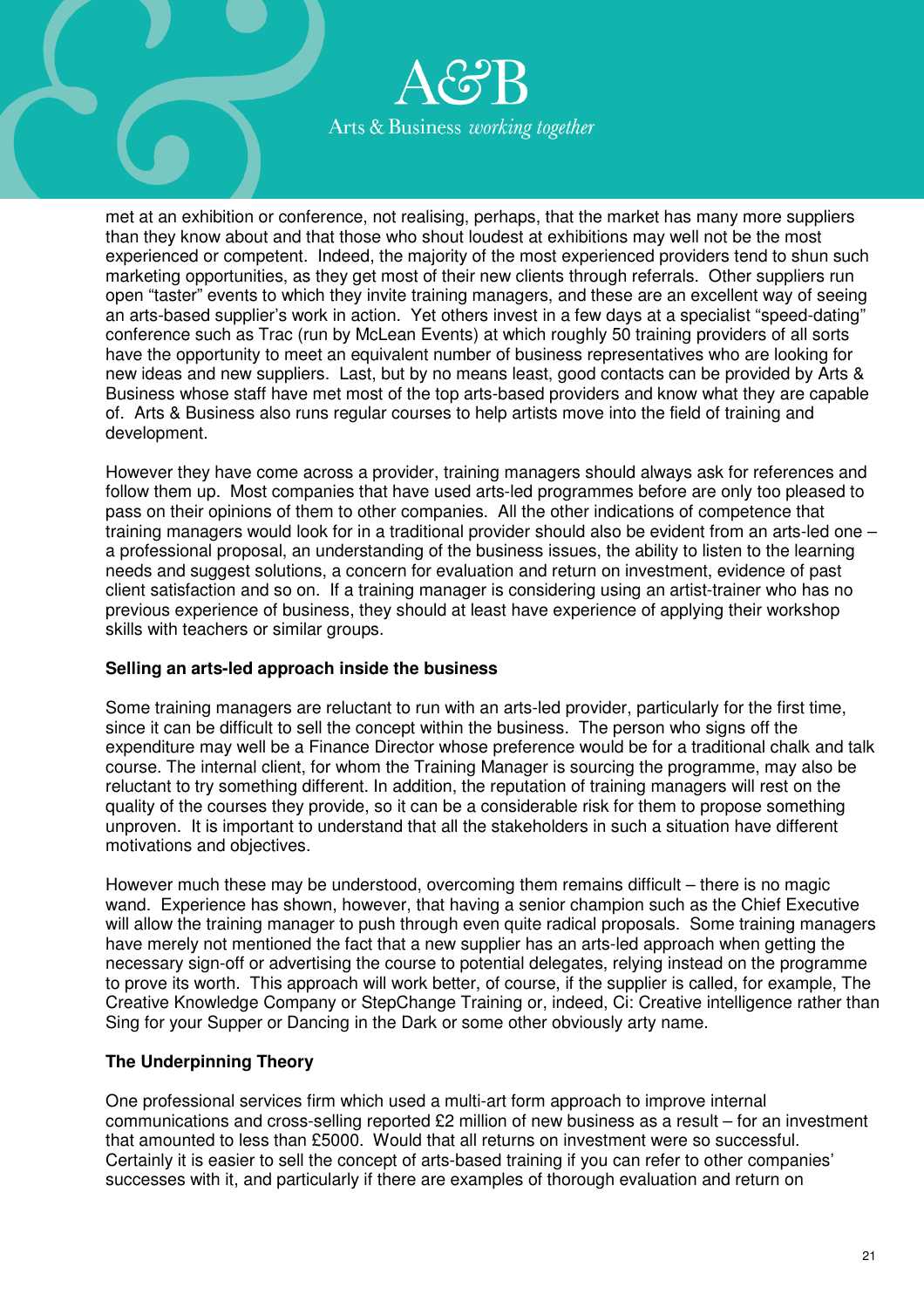met at an exhibition or conference, not realising, perhaps, that the market has many more suppliers than they know about and that those who shout loudest at exhibitions may well not be the most experienced or competent. Indeed, the majority of the most experienced providers tend to shun such marketing opportunities, as they get most of their new clients through referrals. Other suppliers run open "taster" events to which they invite training managers, and these are an excellent way of seeing an arts-based supplier's work in action. Yet others invest in a few days at a specialist "speed-dating" conference such as Trac (run by McLean Events) at which roughly 50 training providers of all sorts have the opportunity to meet an equivalent number of business representatives who are looking for new ideas and new suppliers. Last, but by no means least, good contacts can be provided by Arts & Business whose staff have met most of the top arts-based providers and know what they are capable of. Arts & Business also runs regular courses to help artists move into the field of training and development.

However they have come across a provider, training managers should always ask for references and follow them up. Most companies that have used arts-led programmes before are only too pleased to pass on their opinions of them to other companies. All the other indications of competence that training managers would look for in a traditional provider should also be evident from an arts-led one – a professional proposal, an understanding of the business issues, the ability to listen to the learning needs and suggest solutions, a concern for evaluation and return on investment, evidence of past client satisfaction and so on. If a training manager is considering using an artist-trainer who has no previous experience of business, they should at least have experience of applying their workshop skills with teachers or similar groups.

**Selling an arts-led approach inside the business**

Some training managers are reluctant to run with an arts-led provider, particularly for the first time, since it can be difficult to sell the concept within the business. The person who signs off the expenditure may well be a Finance Director whose preference would be for a traditional chalk and talk course. The internal client, for whom the Training Manager is sourcing the programme, may also be reluctant to try something different. In addition, the reputation of training managers will rest on the quality of the courses they provide, so it can be a considerable risk for them to propose something unproven. It is important to understand that all the stakeholders in such a situation have different motivations and objectives.

However much these may be understood, overcoming them remains difficult – there is no magic wand. Experience has shown, however, that having a senior champion such as the Chief Executive will allow the training manager to push through even quite radical proposals. Some training managers have merely not mentioned the fact that a new supplier has an arts-led approach when getting the necessary sign-off or advertising the course to potential delegates, relying instead on the programme to prove its worth. This approach will work better, of course, if the supplier is called, for example, The Creative Knowledge Company or StepChange Training or, indeed, Ci: Creative intelligence rather than Sing for your Supper or Dancing in the Dark or some other obviously arty name.

**The Underpinning Theory**

One professional services firm which used a multi-art form approach to improve internal communications and cross-selling reported £2 million of new business as a result – for an investment that amounted to less than £5000. Would that all returns on investment were so successful. Certainly it is easier to sell the concept of arts-based training if you can refer to other companies' successes with it, and particularly if there are examples of thorough evaluation and return on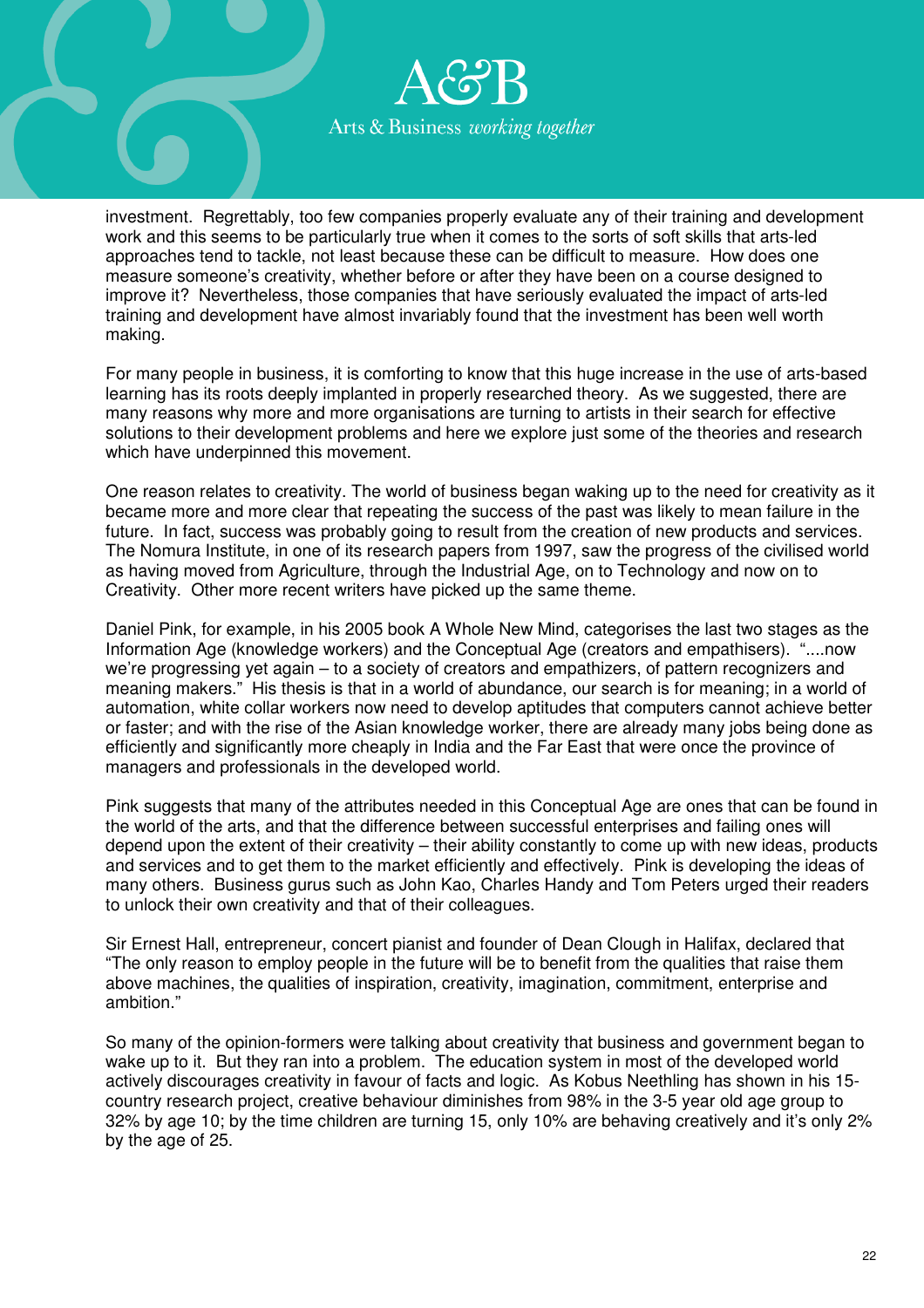investment. Regrettably, too few companies properly evaluate any of their training and development work and this seems to be particularly true when it comes to the sorts of soft skills that arts-led approaches tend to tackle, not least because these can be difficult to measure. How does one measure someone's creativity, whether before or after they have been on a course designed to improve it? Nevertheless, those companies that have seriously evaluated the impact of arts-led training and development have almost invariably found that the investment has been well worth making.

For many people in business, it is comforting to know that this huge increase in the use of arts-based learning has its roots deeply implanted in properly researched theory. As we suggested, there are many reasons why more and more organisations are turning to artists in their search for effective solutions to their development problems and here we explore just some of the theories and research which have underpinned this movement.

One reason relates to creativity. The world of business began waking up to the need for creativity as it became more and more clear that repeating the success of the past was likely to mean failure in the future. In fact, success was probably going to result from the creation of new products and services. The Nomura Institute, in one of its research papers from 1997, saw the progress of the civilised world as having moved from Agriculture, through the Industrial Age, on to Technology and now on to Creativity. Other more recent writers have picked up the same theme.

Daniel Pink, for example, in his 2005 book A Whole New Mind, categorises the last two stages as the Information Age (knowledge workers) and the Conceptual Age (creators and empathisers). "....now we're progressing yet again – to a society of creators and empathizers, of pattern recognizers and meaning makers." His thesis is that in a world of abundance, our search is for meaning; in a world of automation, white collar workers now need to develop aptitudes that computers cannot achieve better or faster; and with the rise of the Asian knowledge worker, there are already many jobs being done as efficiently and significantly more cheaply in India and the Far East that were once the province of managers and professionals in the developed world.

Pink suggests that many of the attributes needed in this Conceptual Age are ones that can be found in the world of the arts, and that the difference between successful enterprises and failing ones will depend upon the extent of their creativity – their ability constantly to come up with new ideas, products and services and to get them to the market efficiently and effectively. Pink is developing the ideas of many others. Business gurus such as John Kao, Charles Handy and Tom Peters urged their readers to unlock their own creativity and that of their colleagues.

Sir Ernest Hall, entrepreneur, concert pianist and founder of Dean Clough in Halifax, declared that "The only reason to employ people in the future will be to benefit from the qualities that raise them above machines, the qualities of inspiration, creativity, imagination, commitment, enterprise and ambition."

So many of the opinion-formers were talking about creativity that business and government began to wake up to it. But they ran into a problem. The education system in most of the developed world actively discourages creativity in favour of facts and logic. As Kobus Neethling has shown in his 15-country research project, creative behaviour diminishes from 98% in the 3-5 year old age group to 32% by age 10; by the time children are turning 15, only 10% are behaving creatively and it's only 2% by the age of 25.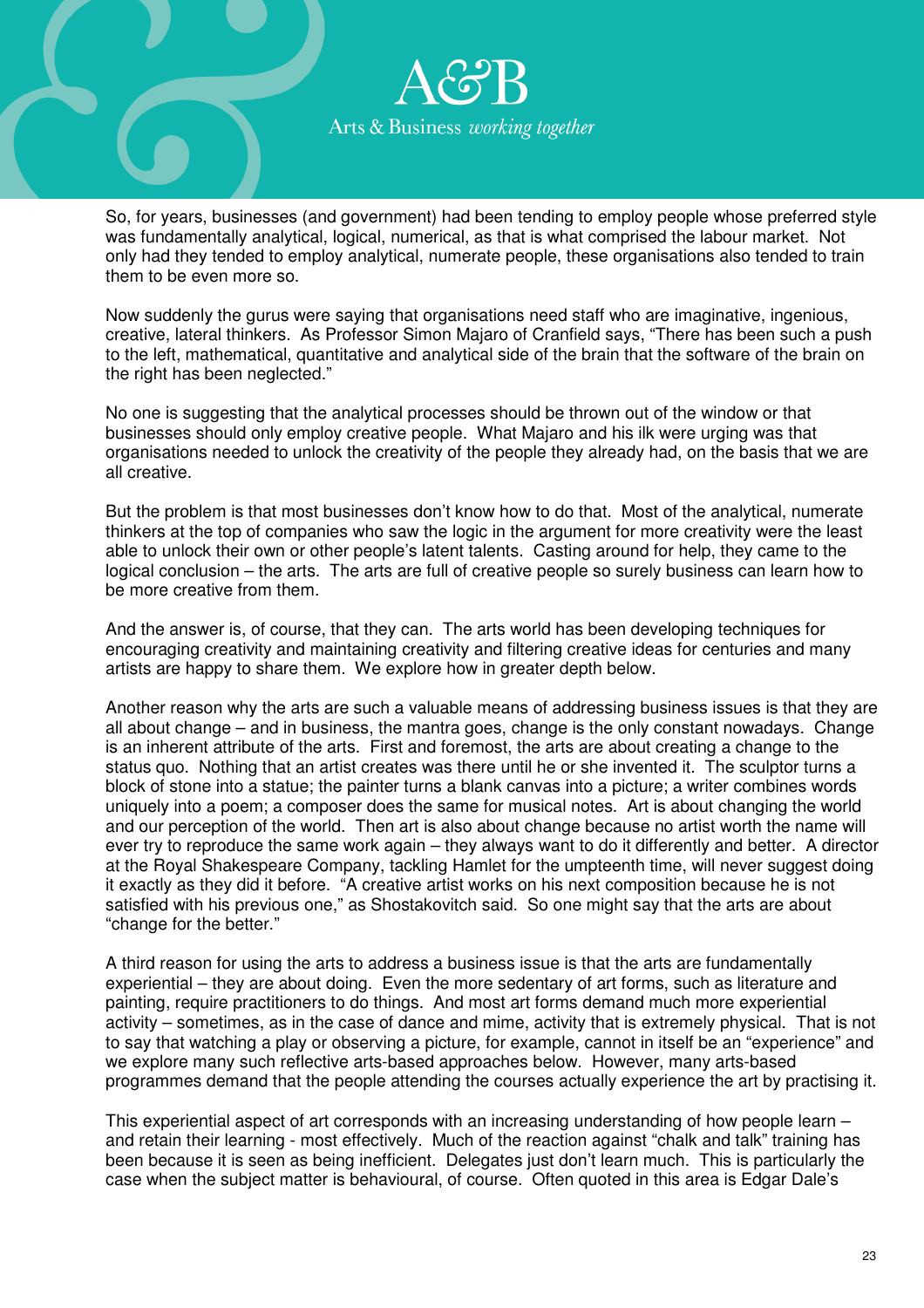So, for years, businesses (and government) had been tending to employ people whose preferred style was fundamentally analytical, logical, numerical, as that is what comprised the labour market. Not only had they tended to employ analytical, numerate people, these organisations also tended to train them to be even more so.

Now suddenly the gurus were saying that organisations need staff who are imaginative, ingenious, creative, lateral thinkers. As Professor Simon Majaro of Cranfield says, "There has been such a push to the left, mathematical, quantitative and analytical side of the brain that the software of the brain on the right has been neglected."

No one is suggesting that the analytical processes should be thrown out of the window or that businesses should only employ creative people. What Majaro and his ilk were urging was that organisations needed to unlock the creativity of the people they already had, on the basis that we are all creative.

But the problem is that most businesses don't know how to do that. Most of the analytical, numerate thinkers at the top of companies who saw the logic in the argument for more creativity were the least able to unlock their own or other people's latent talents. Casting around for help, they came to the logical conclusion – the arts. The arts are full of creative people so surely business can learn how to be more creative from them.

And the answer is, of course, that they can. The arts world has been developing techniques for encouraging creativity and maintaining creativity and filtering creative ideas for centuries and many artists are happy to share them. We explore how in greater depth below.

Another reason why the arts are such a valuable means of addressing business issues is that they are all about change – and in business, the mantra goes, change is the only constant nowadays. Change is an inherent attribute of the arts. First and foremost, the arts are about creating a change to the status quo. Nothing that an artist creates was there until he or she invented it. The sculptor turns a block of stone into a statue; the painter turns a blank canvas into a picture; a writer combines words uniquely into a poem; a composer does the same for musical notes. Art is about changing the world and our perception of the world. Then art is also about change because no artist worth the name will ever try to reproduce the same work again – they always want to do it differently and better. A director at the Royal Shakespeare Company, tackling Hamlet for the umpteenth time, will never suggest doing it exactly as they did it before. "A creative artist works on his next composition because he is not satisfied with his previous one," as Shostakovitch said. So one might say that the arts are about "change for the better."

A third reason for using the arts to address a business issue is that the arts are fundamentally experiential – they are about doing. Even the more sedentary of art forms, such as literature and painting, require practitioners to do things. And most art forms demand much more experiential activity – sometimes, as in the case of dance and mime, activity that is extremely physical. That is not to say that watching a play or observing a picture, for example, cannot in itself be an "experience" and we explore many such reflective arts-based approaches below. However, many arts-based programmes demand that the people attending the courses actually experience the art by practising it.

This experiential aspect of art corresponds with an increasing understanding of how people learn – and retain their learning - most effectively. Much of the reaction against "chalk and talk" training has been because it is seen as being inefficient. Delegates just don't learn much. This is particularly the case when the subject matter is behavioural, of course. Often quoted in this area is Edgar Dale's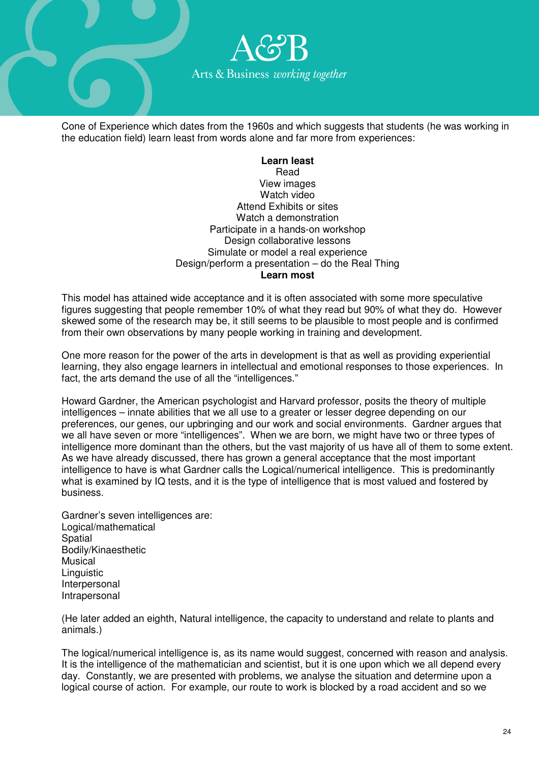Cone of Experience which dates from the 1960s and which suggests that students (he was working in the education field) learn least from words alone and far more from experiences:

**Learn least**
Read
View images
Watch video
Attend Exhibits or sites
Watch a demonstration
Participate in a hands-on workshop
Design collaborative lessons
Simulate or model a real experience
Design/perform a presentation – do the Real Thing
**Learn most**

This model has attained wide acceptance and it is often associated with some more speculative figures suggesting that people remember 10% of what they read but 90% of what they do. However skewed some of the research may be, it still seems to be plausible to most people and is confirmed from their own observations by many people working in training and development.

One more reason for the power of the arts in development is that as well as providing experiential learning, they also engage learners in intellectual and emotional responses to those experiences. In fact, the arts demand the use of all the "intelligences."

Howard Gardner, the American psychologist and Harvard professor, posits the theory of multiple intelligences – innate abilities that we all use to a greater or lesser degree depending on our preferences, our genes, our upbringing and our work and social environments. Gardner argues that we all have seven or more "intelligences". When we are born, we might have two or three types of intelligence more dominant than the others, but the vast majority of us have all of them to some extent. As we have already discussed, there has grown a general acceptance that the most important intelligence to have is what Gardner calls the Logical/numerical intelligence. This is predominantly what is examined by IQ tests, and it is the type of intelligence that is most valued and fostered by business.

Gardner's seven intelligences are:
Logical/mathematical
Spatial
Bodily/Kinaesthetic
Musical
Linguistic
Interpersonal
Intrapersonal

(He later added an eighth, Natural intelligence, the capacity to understand and relate to plants and animals.)

The logical/numerical intelligence is, as its name would suggest, concerned with reason and analysis. It is the intelligence of the mathematician and scientist, but it is one upon which we all depend every day. Constantly, we are presented with problems, we analyse the situation and determine upon a logical course of action. For example, our route to work is blocked by a road accident and so we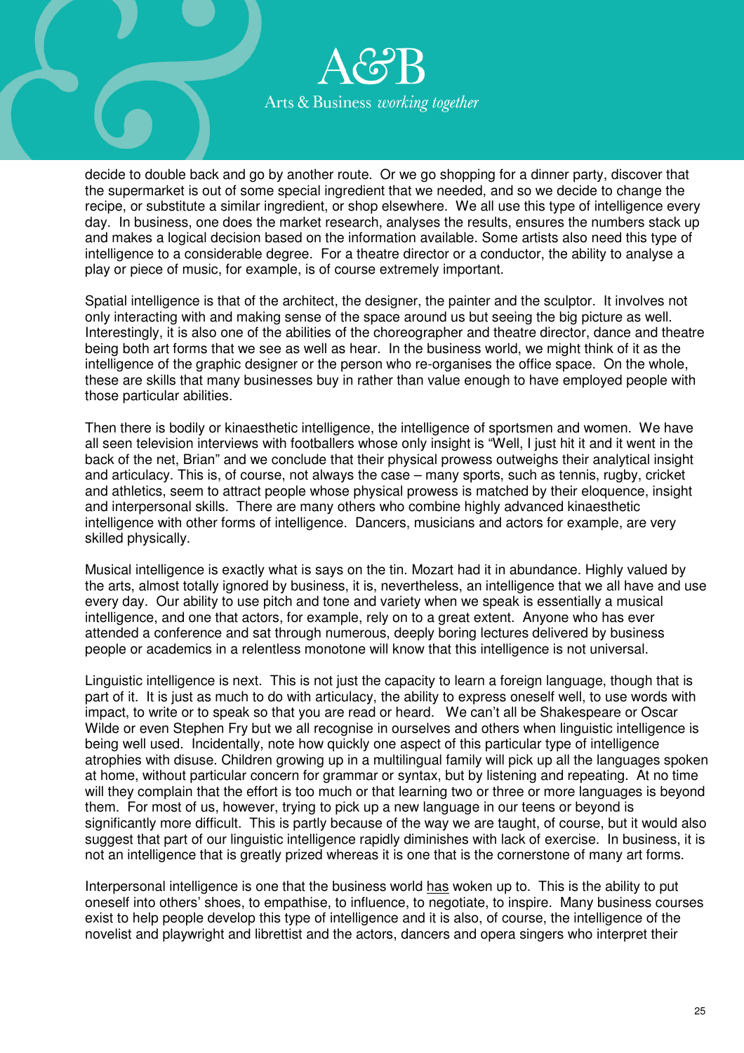decide to double back and go by another route. Or we go shopping for a dinner party, discover that the supermarket is out of some special ingredient that we needed, and so we decide to change the recipe, or substitute a similar ingredient, or shop elsewhere. We all use this type of intelligence every day. In business, one does the market research, analyses the results, ensures the numbers stack up and makes a logical decision based on the information available. Some artists also need this type of intelligence to a considerable degree. For a theatre director or a conductor, the ability to analyse a play or piece of music, for example, is of course extremely important.

Spatial intelligence is that of the architect, the designer, the painter and the sculptor. It involves not only interacting with and making sense of the space around us but seeing the big picture as well. Interestingly, it is also one of the abilities of the choreographer and theatre director, dance and theatre being both art forms that we see as well as hear. In the business world, we might think of it as the intelligence of the graphic designer or the person who re-organises the office space. On the whole, these are skills that many businesses buy in rather than value enough to have employed people with those particular abilities.

Then there is bodily or kinaesthetic intelligence, the intelligence of sportsmen and women. We have all seen television interviews with footballers whose only insight is "Well, I just hit it and it went in the back of the net, Brian" and we conclude that their physical prowess outweighs their analytical insight and articulacy. This is, of course, not always the case – many sports, such as tennis, rugby, cricket and athletics, seem to attract people whose physical prowess is matched by their eloquence, insight and interpersonal skills. There are many others who combine highly advanced kinaesthetic intelligence with other forms of intelligence. Dancers, musicians and actors for example, are very skilled physically.

Musical intelligence is exactly what is says on the tin. Mozart had it in abundance. Highly valued by the arts, almost totally ignored by business, it is, nevertheless, an intelligence that we all have and use every day. Our ability to use pitch and tone and variety when we speak is essentially a musical intelligence, and one that actors, for example, rely on to a great extent. Anyone who has ever attended a conference and sat through numerous, deeply boring lectures delivered by business people or academics in a relentless monotone will know that this intelligence is not universal.

Linguistic intelligence is next. This is not just the capacity to learn a foreign language, though that is part of it. It is just as much to do with articulacy, the ability to express oneself well, to use words with impact, to write or to speak so that you are read or heard. We can't all be Shakespeare or Oscar Wilde or even Stephen Fry but we all recognise in ourselves and others when linguistic intelligence is being well used. Incidentally, note how quickly one aspect of this particular type of intelligence atrophies with disuse. Children growing up in a multilingual family will pick up all the languages spoken at home, without particular concern for grammar or syntax, but by listening and repeating. At no time will they complain that the effort is too much or that learning two or three or more languages is beyond them. For most of us, however, trying to pick up a new language in our teens or beyond is significantly more difficult. This is partly because of the way we are taught, of course, but it would also suggest that part of our linguistic intelligence rapidly diminishes with lack of exercise. In business, it is not an intelligence that is greatly prized whereas it is one that is the cornerstone of many art forms.

Interpersonal intelligence is one that the business world <u>has</u> woken up to. This is the ability to put oneself into others' shoes, to empathise, to influence, to negotiate, to inspire. Many business courses exist to help people develop this type of intelligence and it is also, of course, the intelligence of the novelist and playwright and librettist and the actors, dancers and opera singers who interpret their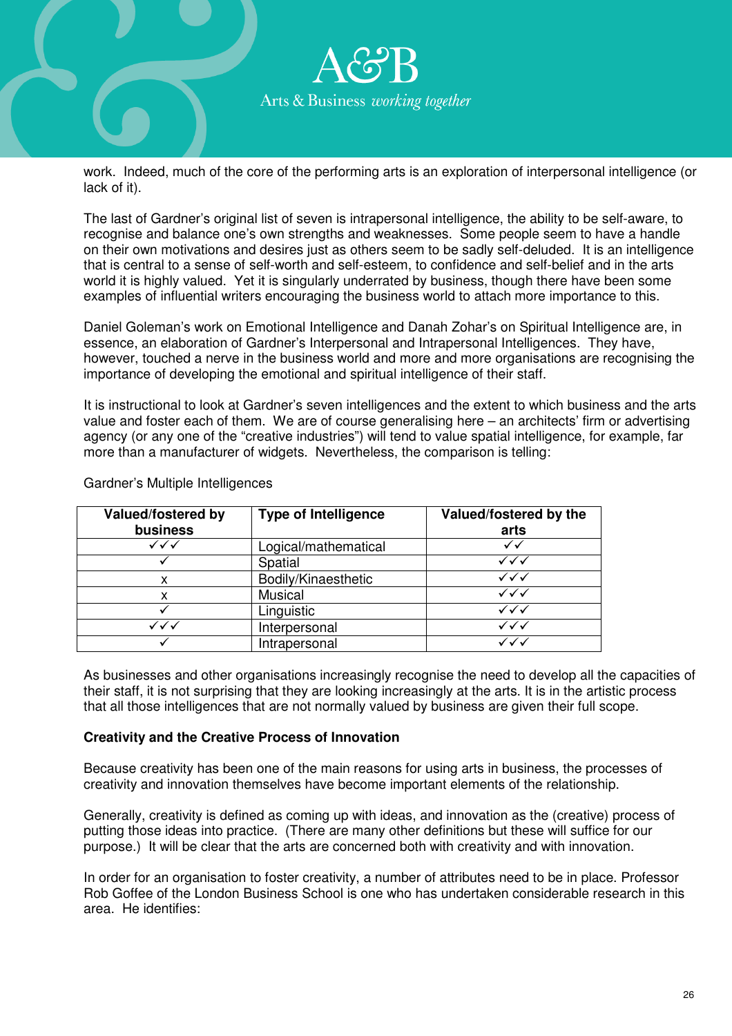work. Indeed, much of the core of the performing arts is an exploration of interpersonal intelligence (or lack of it).

The last of Gardner's original list of seven is intrapersonal intelligence, the ability to be self-aware, to recognise and balance one's own strengths and weaknesses. Some people seem to have a handle on their own motivations and desires just as others seem to be sadly self-deluded. It is an intelligence that is central to a sense of self-worth and self-esteem, to confidence and self-belief and in the arts world it is highly valued. Yet it is singularly underrated by business, though there have been some examples of influential writers encouraging the business world to attach more importance to this.

Daniel Goleman's work on Emotional Intelligence and Danah Zohar's on Spiritual Intelligence are, in essence, an elaboration of Gardner's Interpersonal and Intrapersonal Intelligences. They have, however, touched a nerve in the business world and more and more organisations are recognising the importance of developing the emotional and spiritual intelligence of their staff.

It is instructional to look at Gardner's seven intelligences and the extent to which business and the arts value and foster each of them. We are of course generalising here – an architects' firm or advertising agency (or any one of the "creative industries") will tend to value spatial intelligence, for example, far more than a manufacturer of widgets. Nevertheless, the comparison is telling:

Gardner's Multiple Intelligences

| Valued/fostered by business | Type of Intelligence | Valued/fostered by the arts |
|---|---|---|
| ✓✓✓ | Logical/mathematical | ✓✓ |
| ✓ | Spatial | ✓✓✓ |
| x | Bodily/Kinaesthetic | ✓✓✓ |
| x | Musical | ✓✓✓ |
| ✓ | Linguistic | ✓✓✓ |
| ✓✓✓ | Interpersonal | ✓✓✓ |
| ✓ | Intrapersonal | ✓✓✓ |

As businesses and other organisations increasingly recognise the need to develop all the capacities of their staff, it is not surprising that they are looking increasingly at the arts. It is in the artistic process that all those intelligences that are not normally valued by business are given their full scope.

**Creativity and the Creative Process of Innovation**

Because creativity has been one of the main reasons for using arts in business, the processes of creativity and innovation themselves have become important elements of the relationship.

Generally, creativity is defined as coming up with ideas, and innovation as the (creative) process of putting those ideas into practice. (There are many other definitions but these will suffice for our purpose.) It will be clear that the arts are concerned both with creativity and with innovation.

In order for an organisation to foster creativity, a number of attributes need to be in place. Professor Rob Goffee of the London Business School is one who has undertaken considerable research in this area. He identifies: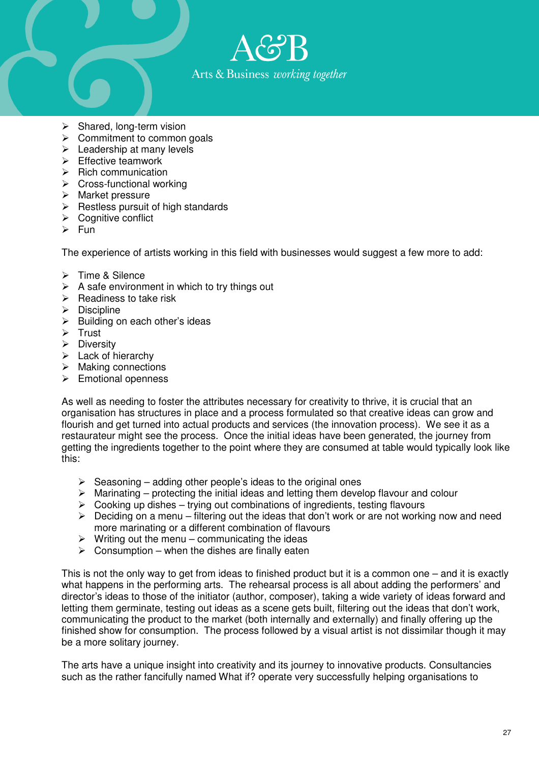- Shared, long-term vision
- Commitment to common goals
- Leadership at many levels
- Effective teamwork
- Rich communication
- Cross-functional working
- Market pressure
- Restless pursuit of high standards
- Cognitive conflict
- Fun

The experience of artists working in this field with businesses would suggest a few more to add:

- Time & Silence
- A safe environment in which to try things out
- Readiness to take risk
- Discipline
- Building on each other's ideas
- Trust
- Diversity
- Lack of hierarchy
- Making connections
- Emotional openness

As well as needing to foster the attributes necessary for creativity to thrive, it is crucial that an organisation has structures in place and a process formulated so that creative ideas can grow and flourish and get turned into actual products and services (the innovation process). We see it as a restaurateur might see the process. Once the initial ideas have been generated, the journey from getting the ingredients together to the point where they are consumed at table would typically look like this:

- Seasoning – adding other people's ideas to the original ones
- Marinating – protecting the initial ideas and letting them develop flavour and colour
- Cooking up dishes – trying out combinations of ingredients, testing flavours
- Deciding on a menu – filtering out the ideas that don't work or are not working now and need more marinating or a different combination of flavours
- Writing out the menu – communicating the ideas
- Consumption – when the dishes are finally eaten

This is not the only way to get from ideas to finished product but it is a common one – and it is exactly what happens in the performing arts. The rehearsal process is all about adding the performers' and director's ideas to those of the initiator (author, composer), taking a wide variety of ideas forward and letting them germinate, testing out ideas as a scene gets built, filtering out the ideas that don't work, communicating the product to the market (both internally and externally) and finally offering up the finished show for consumption. The process followed by a visual artist is not dissimilar though it may be a more solitary journey.

The arts have a unique insight into creativity and its journey to innovative products. Consultancies such as the rather fancifully named What if? operate very successfully helping organisations to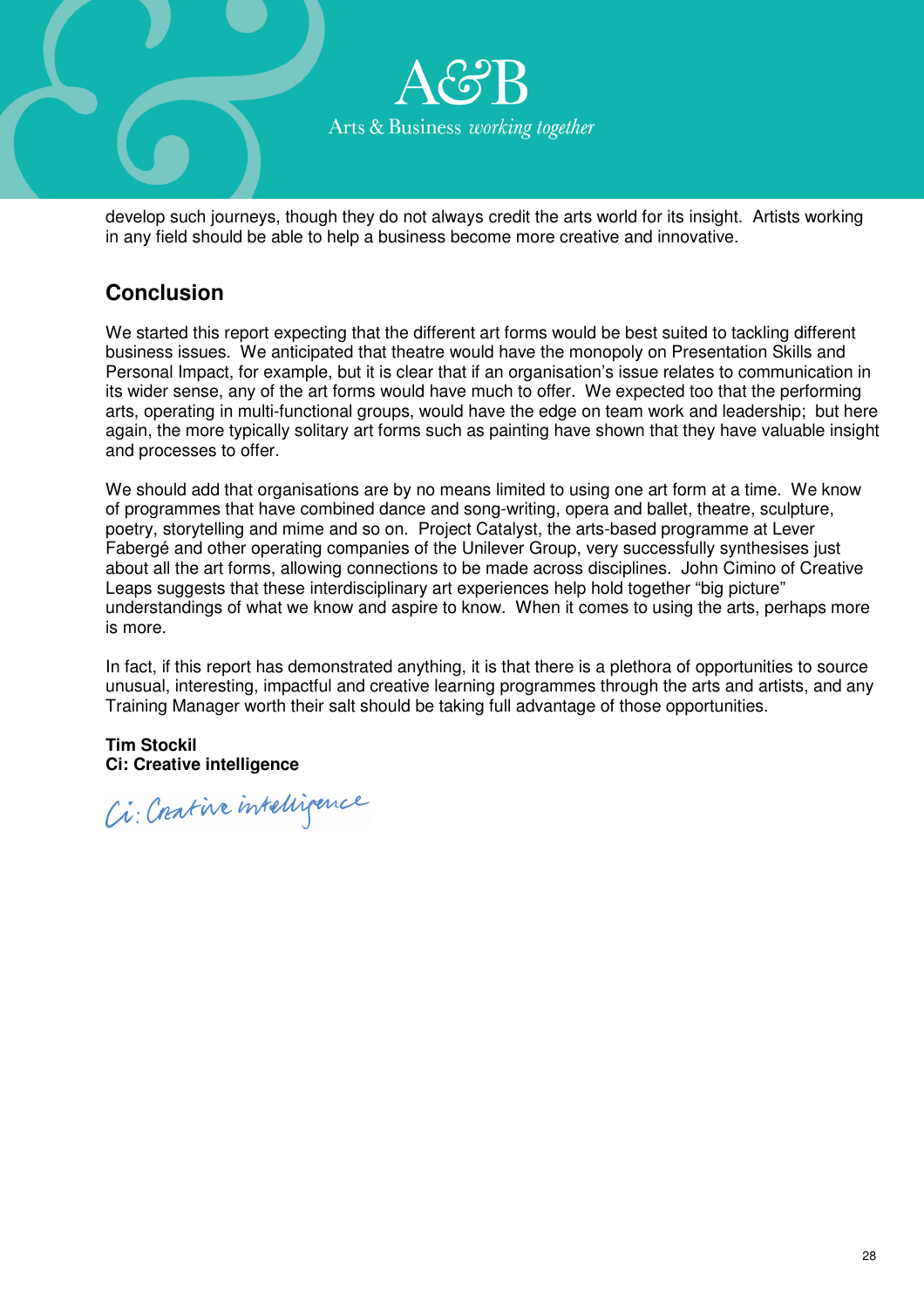develop such journeys, though they do not always credit the arts world for its insight. Artists working in any field should be able to help a business become more creative and innovative.

## Conclusion

We started this report expecting that the different art forms would be best suited to tackling different business issues. We anticipated that theatre would have the monopoly on Presentation Skills and Personal Impact, for example, but it is clear that if an organisation's issue relates to communication in its wider sense, any of the art forms would have much to offer. We expected too that the performing arts, operating in multi-functional groups, would have the edge on team work and leadership; but here again, the more typically solitary art forms such as painting have shown that they have valuable insight and processes to offer.

We should add that organisations are by no means limited to using one art form at a time. We know of programmes that have combined dance and song-writing, opera and ballet, theatre, sculpture, poetry, storytelling and mime and so on. Project Catalyst, the arts-based programme at Lever Fabergé and other operating companies of the Unilever Group, very successfully synthesises just about all the art forms, allowing connections to be made across disciplines. John Cimino of Creative Leaps suggests that these interdisciplinary art experiences help hold together "big picture" understandings of what we know and aspire to know. When it comes to using the arts, perhaps more is more.

In fact, if this report has demonstrated anything, it is that there is a plethora of opportunities to source unusual, interesting, impactful and creative learning programmes through the arts and artists, and any Training Manager worth their salt should be taking full advantage of those opportunities.

**Tim Stockil**
**Ci: Creative intelligence**

Ci: Creative intelligence